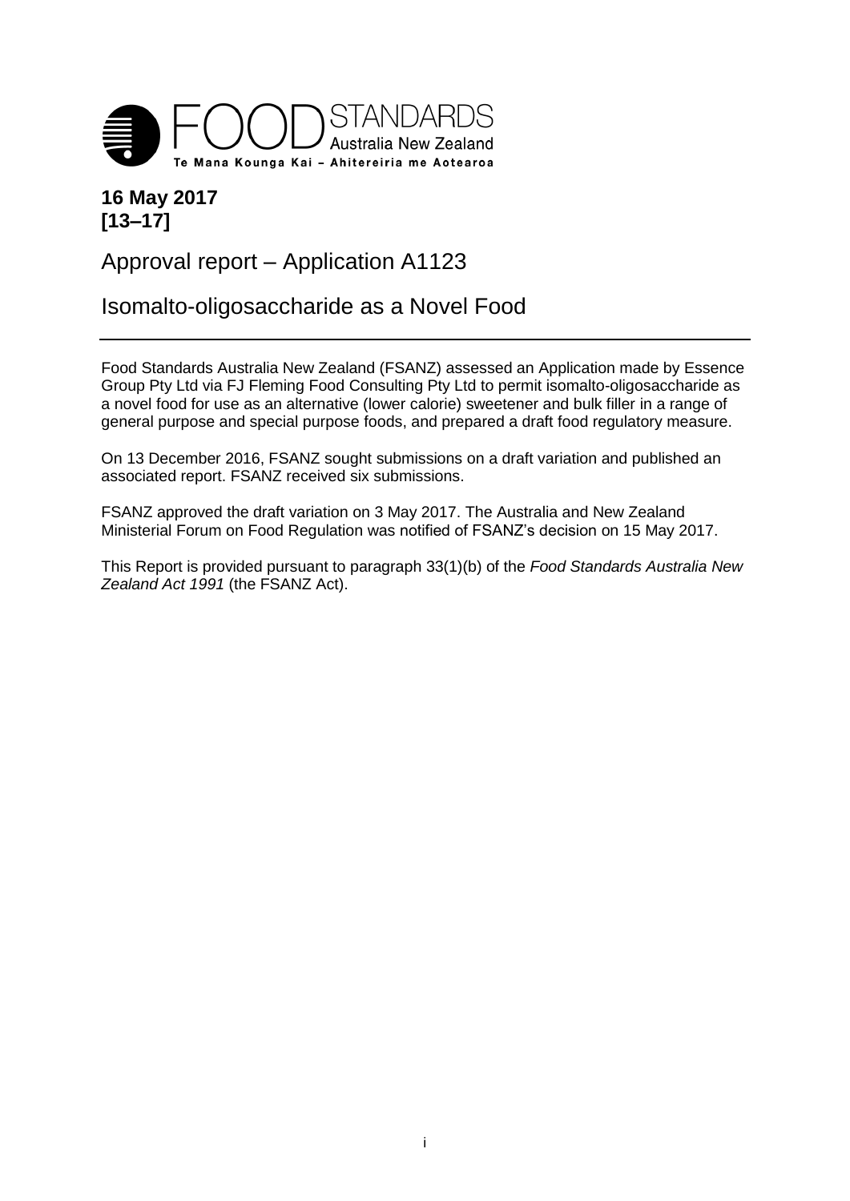FOOD STANDARDS Australia New Zealand

Te Mana Kounga Kai – Ahitereiria me Aotearoa

**16 May 2017**
**[13–17]**

# Approval report – Application A1123

# Isomalto-oligosaccharide as a Novel Food

Food Standards Australia New Zealand (FSANZ) assessed an Application made by Essence Group Pty Ltd via FJ Fleming Food Consulting Pty Ltd to permit isomalto-oligosaccharide as a novel food for use as an alternative (lower calorie) sweetener and bulk filler in a range of general purpose and special purpose foods, and prepared a draft food regulatory measure.

On 13 December 2016, FSANZ sought submissions on a draft variation and published an associated report. FSANZ received six submissions.

FSANZ approved the draft variation on 3 May 2017. The Australia and New Zealand Ministerial Forum on Food Regulation was notified of FSANZ's decision on 15 May 2017.

This Report is provided pursuant to paragraph 33(1)(b) of the *Food Standards Australia New Zealand Act 1991* (the FSANZ Act).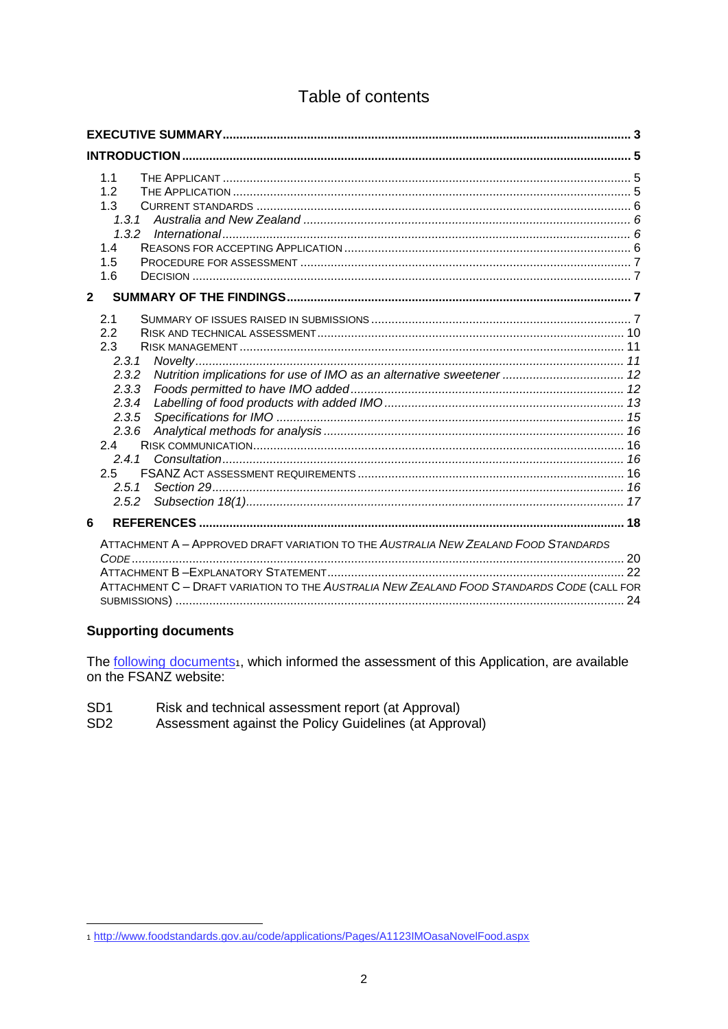# Table of contents

**EXECUTIVE SUMMARY** ..... 3

**INTRODUCTION** ..... 5

- 1.1 THE APPLICANT ..... 5
- 1.2 THE APPLICATION ..... 5
- 1.3 CURRENT STANDARDS ..... 6
  - *1.3.1 Australia and New Zealand* ..... 6
  - *1.3.2 International* ..... 6
- 1.4 REASONS FOR ACCEPTING APPLICATION ..... 6
- 1.5 PROCEDURE FOR ASSESSMENT ..... 7
- 1.6 DECISION ..... 7

**2 SUMMARY OF THE FINDINGS** ..... 7

- 2.1 SUMMARY OF ISSUES RAISED IN SUBMISSIONS ..... 7
- 2.2 RISK AND TECHNICAL ASSESSMENT ..... 10
- 2.3 RISK MANAGEMENT ..... 11
  - *2.3.1 Novelty* ..... 11
  - *2.3.2 Nutrition implications for use of IMO as an alternative sweetener* ..... 12
  - *2.3.3 Foods permitted to have IMO added* ..... 12
  - *2.3.4 Labelling of food products with added IMO* ..... 13
  - *2.3.5 Specifications for IMO* ..... 15
  - *2.3.6 Analytical methods for analysis* ..... 16
- 2.4 RISK COMMUNICATION ..... 16
  - *2.4.1 Consultation* ..... 16
- 2.5 FSANZ ACT ASSESSMENT REQUIREMENTS ..... 16
  - *2.5.1 Section 29* ..... 16
  - *2.5.2 Subsection 18(1)* ..... 17

**6 REFERENCES** ..... 18

ATTACHMENT A – APPROVED DRAFT VARIATION TO THE *AUSTRALIA NEW ZEALAND FOOD STANDARDS CODE* ..... 20

ATTACHMENT B – EXPLANATORY STATEMENT ..... 22

ATTACHMENT C – DRAFT VARIATION TO THE *AUSTRALIA NEW ZEALAND FOOD STANDARDS CODE* (CALL FOR SUBMISSIONS) ..... 24

### Supporting documents

The following documents[1], which informed the assessment of this Application, are available on the FSANZ website:

| | |
|---|---|
| SD1 | Risk and technical assessment report (at Approval) |
| SD2 | Assessment against the Policy Guidelines (at Approval) |

[1] http://www.foodstandards.gov.au/code/applications/Pages/A1123IMOasaNovelFood.aspx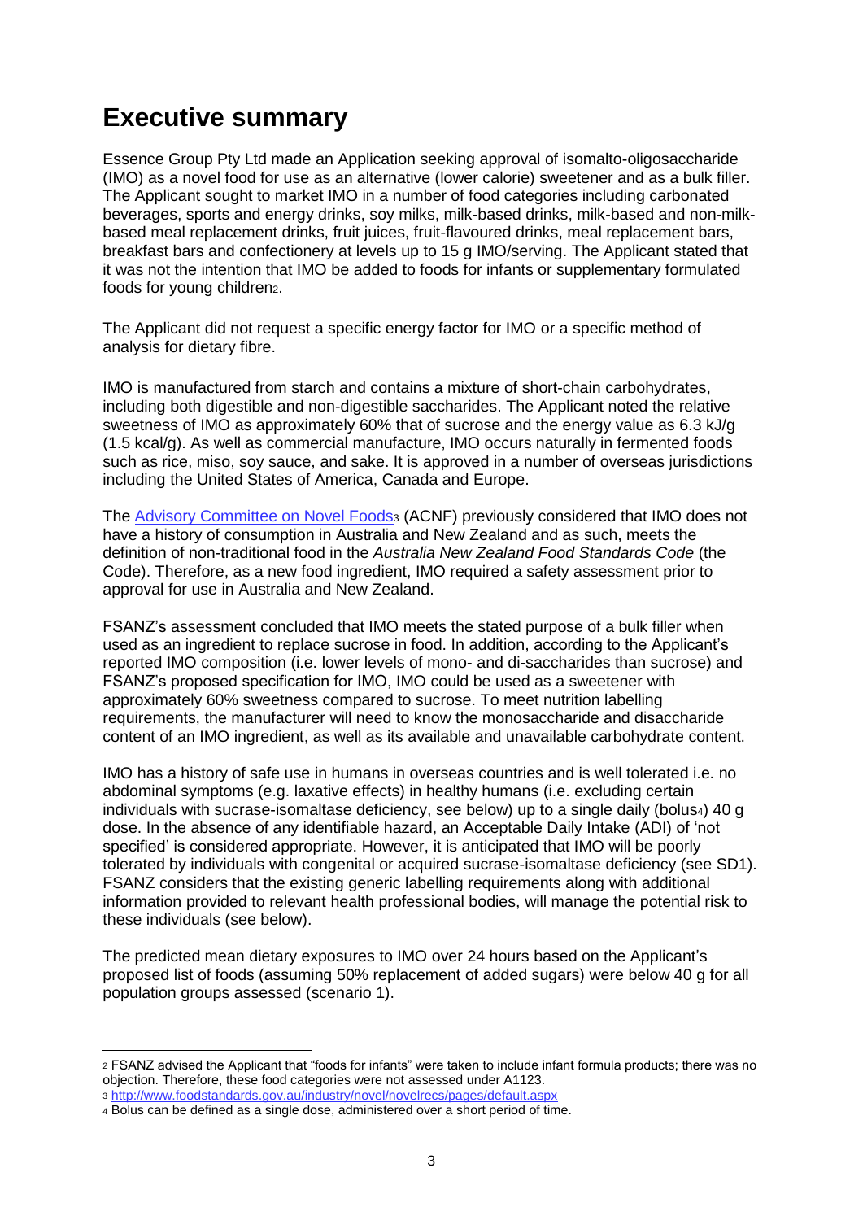# Executive summary

Essence Group Pty Ltd made an Application seeking approval of isomalto-oligosaccharide (IMO) as a novel food for use as an alternative (lower calorie) sweetener and as a bulk filler. The Applicant sought to market IMO in a number of food categories including carbonated beverages, sports and energy drinks, soy milks, milk-based drinks, milk-based and non-milk-based meal replacement drinks, fruit juices, fruit-flavoured drinks, meal replacement bars, breakfast bars and confectionery at levels up to 15 g IMO/serving. The Applicant stated that it was not the intention that IMO be added to foods for infants or supplementary formulated foods for young children[2].

The Applicant did not request a specific energy factor for IMO or a specific method of analysis for dietary fibre.

IMO is manufactured from starch and contains a mixture of short-chain carbohydrates, including both digestible and non-digestible saccharides. The Applicant noted the relative sweetness of IMO as approximately 60% that of sucrose and the energy value as 6.3 kJ/g (1.5 kcal/g). As well as commercial manufacture, IMO occurs naturally in fermented foods such as rice, miso, soy sauce, and sake. It is approved in a number of overseas jurisdictions including the United States of America, Canada and Europe.

The Advisory Committee on Novel Foods[3] (ACNF) previously considered that IMO does not have a history of consumption in Australia and New Zealand and as such, meets the definition of non-traditional food in the *Australia New Zealand Food Standards Code* (the Code). Therefore, as a new food ingredient, IMO required a safety assessment prior to approval for use in Australia and New Zealand.

FSANZ's assessment concluded that IMO meets the stated purpose of a bulk filler when used as an ingredient to replace sucrose in food. In addition, according to the Applicant's reported IMO composition (i.e. lower levels of mono- and di-saccharides than sucrose) and FSANZ's proposed specification for IMO, IMO could be used as a sweetener with approximately 60% sweetness compared to sucrose. To meet nutrition labelling requirements, the manufacturer will need to know the monosaccharide and disaccharide content of an IMO ingredient, as well as its available and unavailable carbohydrate content.

IMO has a history of safe use in humans in overseas countries and is well tolerated i.e. no abdominal symptoms (e.g. laxative effects) in healthy humans (i.e. excluding certain individuals with sucrase-isomaltase deficiency, see below) up to a single daily (bolus[4]) 40 g dose. In the absence of any identifiable hazard, an Acceptable Daily Intake (ADI) of 'not specified' is considered appropriate. However, it is anticipated that IMO will be poorly tolerated by individuals with congenital or acquired sucrase-isomaltase deficiency (see SD1). FSANZ considers that the existing generic labelling requirements along with additional information provided to relevant health professional bodies, will manage the potential risk to these individuals (see below).

The predicted mean dietary exposures to IMO over 24 hours based on the Applicant's proposed list of foods (assuming 50% replacement of added sugars) were below 40 g for all population groups assessed (scenario 1).

---

[2] FSANZ advised the Applicant that "foods for infants" were taken to include infant formula products; there was no objection. Therefore, these food categories were not assessed under A1123.

[3] http://www.foodstandards.gov.au/industry/novel/novelrecs/pages/default.aspx

[4] Bolus can be defined as a single dose, administered over a short period of time.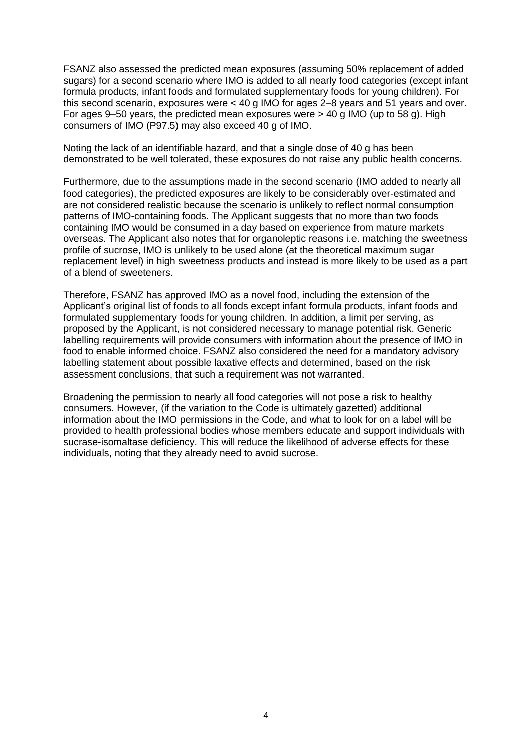FSANZ also assessed the predicted mean exposures (assuming 50% replacement of added sugars) for a second scenario where IMO is added to all nearly food categories (except infant formula products, infant foods and formulated supplementary foods for young children). For this second scenario, exposures were < 40 g IMO for ages 2–8 years and 51 years and over. For ages 9–50 years, the predicted mean exposures were > 40 g IMO (up to 58 g). High consumers of IMO (P97.5) may also exceed 40 g of IMO.

Noting the lack of an identifiable hazard, and that a single dose of 40 g has been demonstrated to be well tolerated, these exposures do not raise any public health concerns.

Furthermore, due to the assumptions made in the second scenario (IMO added to nearly all food categories), the predicted exposures are likely to be considerably over-estimated and are not considered realistic because the scenario is unlikely to reflect normal consumption patterns of IMO-containing foods. The Applicant suggests that no more than two foods containing IMO would be consumed in a day based on experience from mature markets overseas. The Applicant also notes that for organoleptic reasons i.e. matching the sweetness profile of sucrose, IMO is unlikely to be used alone (at the theoretical maximum sugar replacement level) in high sweetness products and instead is more likely to be used as a part of a blend of sweeteners.

Therefore, FSANZ has approved IMO as a novel food, including the extension of the Applicant's original list of foods to all foods except infant formula products, infant foods and formulated supplementary foods for young children. In addition, a limit per serving, as proposed by the Applicant, is not considered necessary to manage potential risk. Generic labelling requirements will provide consumers with information about the presence of IMO in food to enable informed choice. FSANZ also considered the need for a mandatory advisory labelling statement about possible laxative effects and determined, based on the risk assessment conclusions, that such a requirement was not warranted.

Broadening the permission to nearly all food categories will not pose a risk to healthy consumers. However, (if the variation to the Code is ultimately gazetted) additional information about the IMO permissions in the Code, and what to look for on a label will be provided to health professional bodies whose members educate and support individuals with sucrase-isomaltase deficiency. This will reduce the likelihood of adverse effects for these individuals, noting that they already need to avoid sucrose.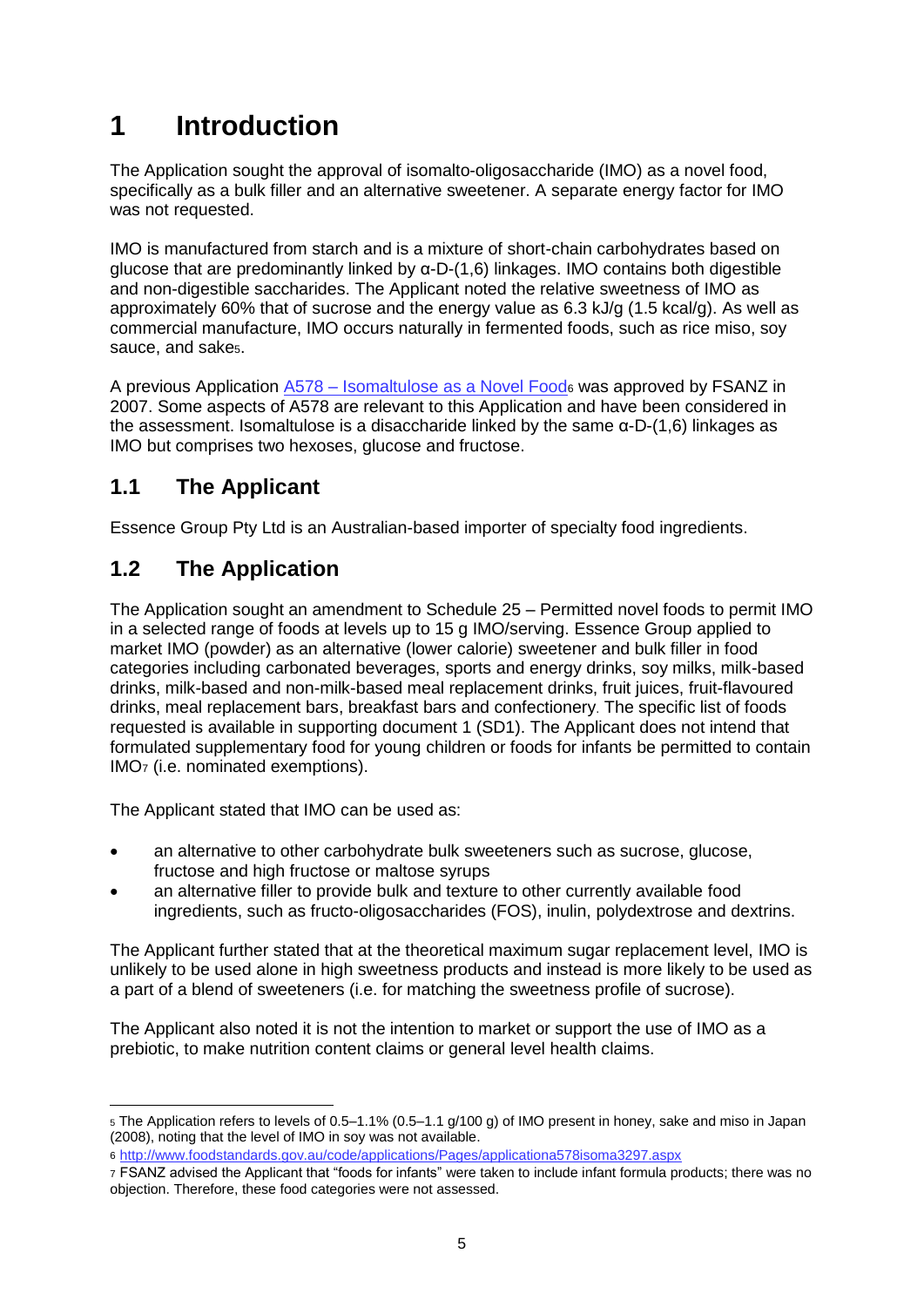# 1 Introduction

The Application sought the approval of isomalto-oligosaccharide (IMO) as a novel food, specifically as a bulk filler and an alternative sweetener. A separate energy factor for IMO was not requested.

IMO is manufactured from starch and is a mixture of short-chain carbohydrates based on glucose that are predominantly linked by α-D-(1,6) linkages. IMO contains both digestible and non-digestible saccharides. The Applicant noted the relative sweetness of IMO as approximately 60% that of sucrose and the energy value as 6.3 kJ/g (1.5 kcal/g). As well as commercial manufacture, IMO occurs naturally in fermented foods, such as rice miso, soy sauce, and sake[5].

A previous Application [A578 – Isomaltulose as a Novel Food](http://www.foodstandards.gov.au/code/applications/Pages/applicationa578isoma3297.aspx)[6] was approved by FSANZ in 2007. Some aspects of A578 are relevant to this Application and have been considered in the assessment. Isomaltulose is a disaccharide linked by the same α-D-(1,6) linkages as IMO but comprises two hexoses, glucose and fructose.

## 1.1 The Applicant

Essence Group Pty Ltd is an Australian-based importer of specialty food ingredients.

## 1.2 The Application

The Application sought an amendment to Schedule 25 – Permitted novel foods to permit IMO in a selected range of foods at levels up to 15 g IMO/serving. Essence Group applied to market IMO (powder) as an alternative (lower calorie) sweetener and bulk filler in food categories including carbonated beverages, sports and energy drinks, soy milks, milk-based drinks, milk-based and non-milk-based meal replacement drinks, fruit juices, fruit-flavoured drinks, meal replacement bars, breakfast bars and confectionery. The specific list of foods requested is available in supporting document 1 (SD1). The Applicant does not intend that formulated supplementary food for young children or foods for infants be permitted to contain IMO[7] (i.e. nominated exemptions).

The Applicant stated that IMO can be used as:

- an alternative to other carbohydrate bulk sweeteners such as sucrose, glucose, fructose and high fructose or maltose syrups
- an alternative filler to provide bulk and texture to other currently available food ingredients, such as fructo-oligosaccharides (FOS), inulin, polydextrose and dextrins.

The Applicant further stated that at the theoretical maximum sugar replacement level, IMO is unlikely to be used alone in high sweetness products and instead is more likely to be used as a part of a blend of sweeteners (i.e. for matching the sweetness profile of sucrose).

The Applicant also noted it is not the intention to market or support the use of IMO as a prebiotic, to make nutrition content claims or general level health claims.

---

[5] The Application refers to levels of 0.5–1.1% (0.5–1.1 g/100 g) of IMO present in honey, sake and miso in Japan (2008), noting that the level of IMO in soy was not available.

[6] http://www.foodstandards.gov.au/code/applications/Pages/applicationa578isoma3297.aspx

[7] FSANZ advised the Applicant that "foods for infants" were taken to include infant formula products; there was no objection. Therefore, these food categories were not assessed.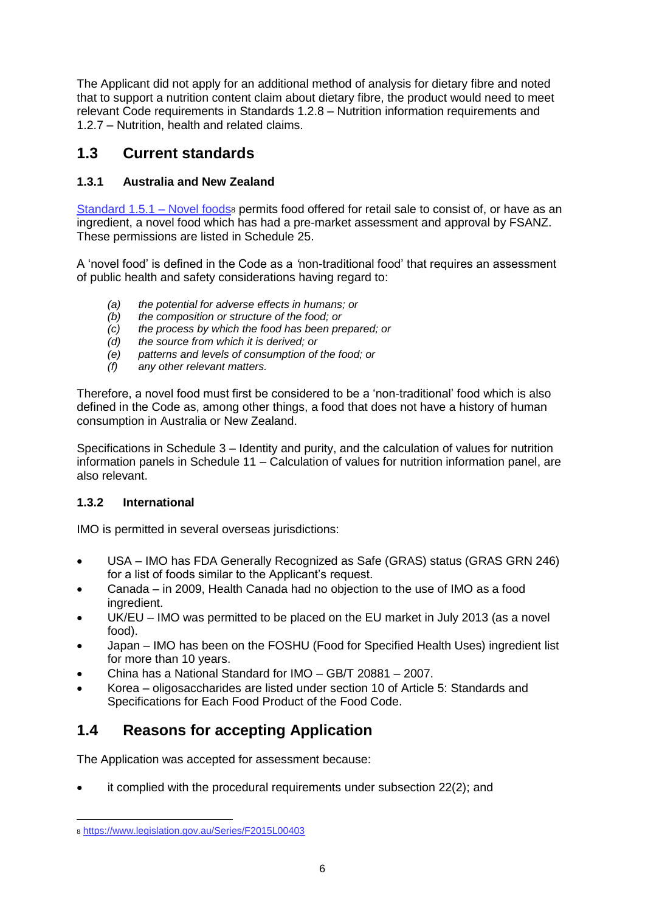The Applicant did not apply for an additional method of analysis for dietary fibre and noted that to support a nutrition content claim about dietary fibre, the product would need to meet relevant Code requirements in Standards 1.2.8 – Nutrition information requirements and 1.2.7 – Nutrition, health and related claims.

## 1.3 Current standards

### 1.3.1 Australia and New Zealand

[Standard 1.5.1 – Novel foods](https://www.legislation.gov.au/Series/F2015L00403)[8] permits food offered for retail sale to consist of, or have as an ingredient, a novel food which has had a pre-market assessment and approval by FSANZ. These permissions are listed in Schedule 25.

A 'novel food' is defined in the Code as a 'non-traditional food' that requires an assessment of public health and safety considerations having regard to:

*(a) the potential for adverse effects in humans; or*
*(b) the composition or structure of the food; or*
*(c) the process by which the food has been prepared; or*
*(d) the source from which it is derived; or*
*(e) patterns and levels of consumption of the food; or*
*(f) any other relevant matters.*

Therefore, a novel food must first be considered to be a 'non-traditional' food which is also defined in the Code as, among other things, a food that does not have a history of human consumption in Australia or New Zealand.

Specifications in Schedule 3 – Identity and purity, and the calculation of values for nutrition information panels in Schedule 11 – Calculation of values for nutrition information panel, are also relevant.

### 1.3.2 International

IMO is permitted in several overseas jurisdictions:

- USA – IMO has FDA Generally Recognized as Safe (GRAS) status (GRAS GRN 246) for a list of foods similar to the Applicant's request.
- Canada – in 2009, Health Canada had no objection to the use of IMO as a food ingredient.
- UK/EU – IMO was permitted to be placed on the EU market in July 2013 (as a novel food).
- Japan – IMO has been on the FOSHU (Food for Specified Health Uses) ingredient list for more than 10 years.
- China has a National Standard for IMO – GB/T 20881 – 2007.
- Korea – oligosaccharides are listed under section 10 of Article 5: Standards and Specifications for Each Food Product of the Food Code.

## 1.4 Reasons for accepting Application

The Application was accepted for assessment because:

- it complied with the procedural requirements under subsection 22(2); and

---

[8] https://www.legislation.gov.au/Series/F2015L00403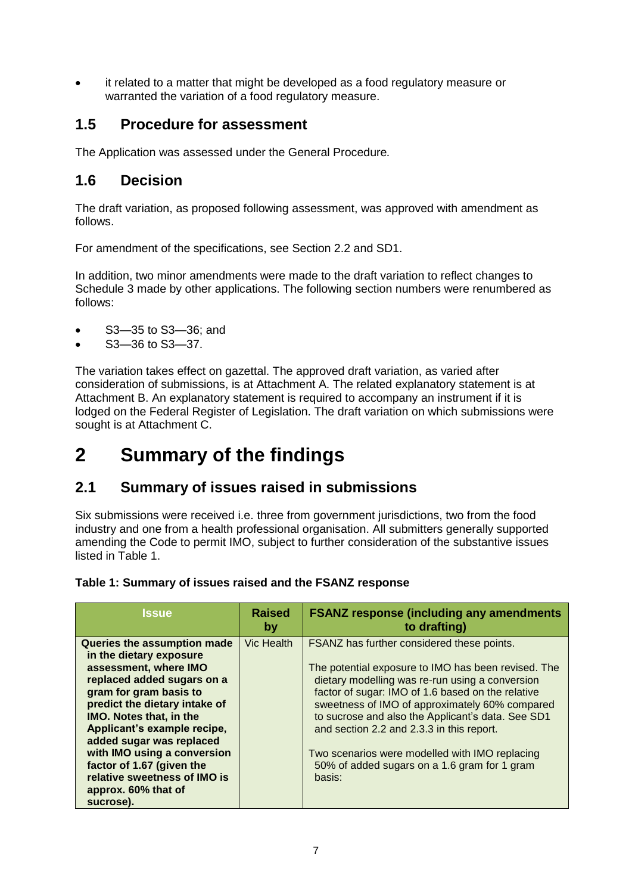- it related to a matter that might be developed as a food regulatory measure or warranted the variation of a food regulatory measure.

## 1.5 Procedure for assessment

The Application was assessed under the General Procedure*.*

## 1.6 Decision

The draft variation, as proposed following assessment, was approved with amendment as follows.

For amendment of the specifications, see Section 2.2 and SD1.

In addition, two minor amendments were made to the draft variation to reflect changes to Schedule 3 made by other applications. The following section numbers were renumbered as follows:

- S3—35 to S3—36; and
- S3—36 to S3—37.

The variation takes effect on gazettal. The approved draft variation, as varied after consideration of submissions, is at Attachment A. The related explanatory statement is at Attachment B. An explanatory statement is required to accompany an instrument if it is lodged on the Federal Register of Legislation. The draft variation on which submissions were sought is at Attachment C.

# 2 Summary of the findings

## 2.1 Summary of issues raised in submissions

Six submissions were received i.e. three from government jurisdictions, two from the food industry and one from a health professional organisation. All submitters generally supported amending the Code to permit IMO, subject to further consideration of the substantive issues listed in Table 1.

**Table 1: Summary of issues raised and the FSANZ response**

| Issue | Raised by | FSANZ response (including any amendments to drafting) |
|---|---|---|
| **Queries the assumption made in the dietary exposure assessment, where IMO replaced added sugars on a gram for gram basis to predict the dietary intake of IMO. Notes that, in the Applicant's example recipe, added sugar was replaced with IMO using a conversion factor of 1.67 (given the relative sweetness of IMO is approx. 60% that of sucrose).** | Vic Health | FSANZ has further considered these points.<br><br>The potential exposure to IMO has been revised. The dietary modelling was re-run using a conversion factor of sugar: IMO of 1.6 based on the relative sweetness of IMO of approximately 60% compared to sucrose and also the Applicant's data. See SD1 and section 2.2 and 2.3.3 in this report.<br><br>Two scenarios were modelled with IMO replacing 50% of added sugars on a 1.6 gram for 1 gram basis: |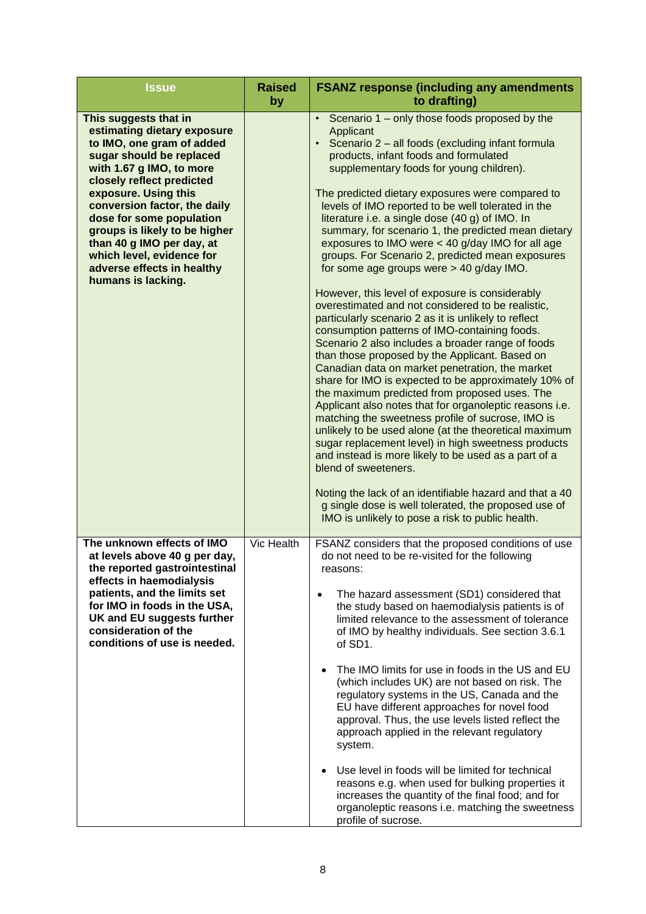| Issue | Raised by | FSANZ response (including any amendments to drafting) |
|---|---|---|
| **This suggests that in estimating dietary exposure to IMO, one gram of added sugar should be replaced with 1.67 g IMO, to more closely reflect predicted exposure. Using this conversion factor, the daily dose for some population groups is likely to be higher than 40 g IMO per day, at which level, evidence for adverse effects in healthy humans is lacking.** | | • Scenario 1 – only those foods proposed by the Applicant<br>• Scenario 2 – all foods (excluding infant formula products, infant foods and formulated supplementary foods for young children).<br><br>The predicted dietary exposures were compared to levels of IMO reported to be well tolerated in the literature i.e. a single dose (40 g) of IMO. In summary, for scenario 1, the predicted mean dietary exposures to IMO were < 40 g/day IMO for all age groups. For Scenario 2, predicted mean exposures for some age groups were > 40 g/day IMO.<br><br>However, this level of exposure is considerably overestimated and not considered to be realistic, particularly scenario 2 as it is unlikely to reflect consumption patterns of IMO-containing foods. Scenario 2 also includes a broader range of foods than those proposed by the Applicant. Based on Canadian data on market penetration, the market share for IMO is expected to be approximately 10% of the maximum predicted from proposed uses. The Applicant also notes that for organoleptic reasons i.e. matching the sweetness profile of sucrose, IMO is unlikely to be used alone (at the theoretical maximum sugar replacement level) in high sweetness products and instead is more likely to be used as a part of a blend of sweeteners.<br><br>Noting the lack of an identifiable hazard and that a 40 g single dose is well tolerated, the proposed use of IMO is unlikely to pose a risk to public health. |
| **The unknown effects of IMO at levels above 40 g per day, the reported gastrointestinal effects in haemodialysis patients, and the limits set for IMO in foods in the USA, UK and EU suggests further consideration of the conditions of use is needed.** | Vic Health | FSANZ considers that the proposed conditions of use do not need to be re-visited for the following reasons:<br><br>• The hazard assessment (SD1) considered that the study based on haemodialysis patients is of limited relevance to the assessment of tolerance of IMO by healthy individuals. See section 3.6.1 of SD1.<br><br>• The IMO limits for use in foods in the US and EU (which includes UK) are not based on risk. The regulatory systems in the US, Canada and the EU have different approaches for novel food approval. Thus, the use levels listed reflect the approach applied in the relevant regulatory system.<br><br>• Use level in foods will be limited for technical reasons e.g. when used for bulking properties it increases the quantity of the final food; and for organoleptic reasons i.e. matching the sweetness profile of sucrose. |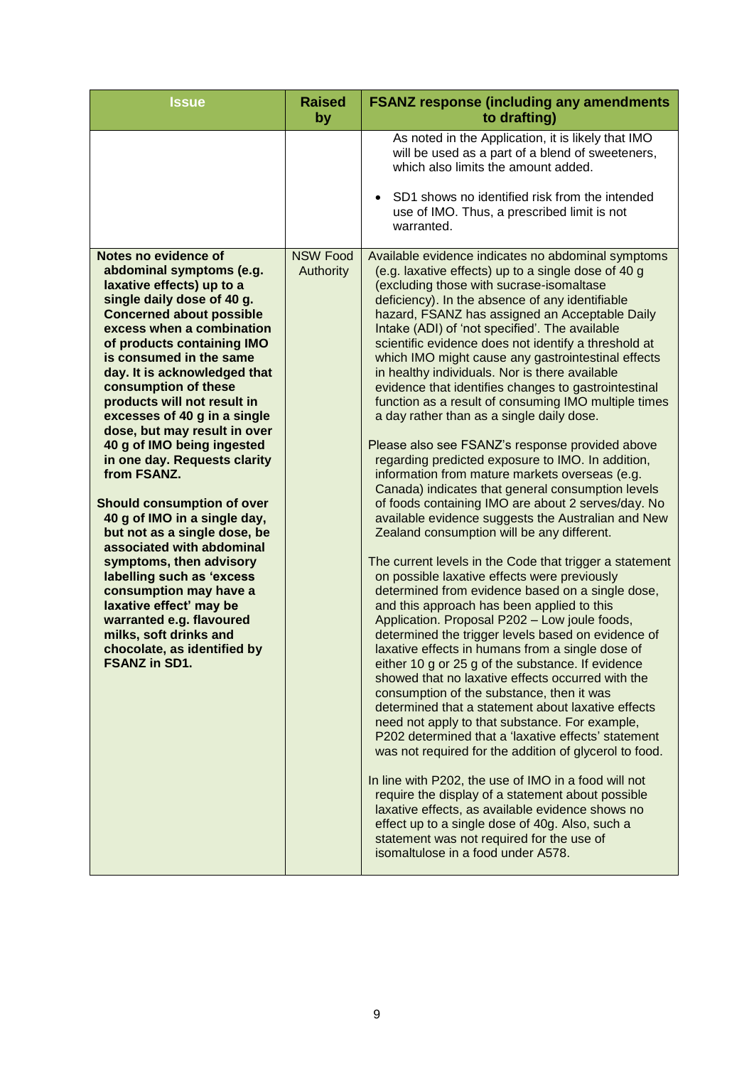| Issue | Raised by | FSANZ response (including any amendments to drafting) |
| --- | --- | --- |
| | | As noted in the Application, it is likely that IMO will be used as a part of a blend of sweeteners, which also limits the amount added.<br><br>• SD1 shows no identified risk from the intended use of IMO. Thus, a prescribed limit is not warranted. |
| **Notes no evidence of abdominal symptoms (e.g. laxative effects) up to a single daily dose of 40 g. Concerned about possible excess when a combination of products containing IMO is consumed in the same day. It is acknowledged that consumption of these products will not result in excesses of 40 g in a single dose, but may result in over 40 g of IMO being ingested in one day. Requests clarity from FSANZ.**<br><br>**Should consumption of over 40 g of IMO in a single day, but not as a single dose, be associated with abdominal symptoms, then advisory labelling such as 'excess consumption may have a laxative effect' may be warranted e.g. flavoured milks, soft drinks and chocolate, as identified by FSANZ in SD1.** | NSW Food Authority | Available evidence indicates no abdominal symptoms (e.g. laxative effects) up to a single dose of 40 g (excluding those with sucrase-isomaltase deficiency). In the absence of any identifiable hazard, FSANZ has assigned an Acceptable Daily Intake (ADI) of 'not specified'. The available scientific evidence does not identify a threshold at which IMO might cause any gastrointestinal effects in healthy individuals. Nor is there available evidence that identifies changes to gastrointestinal function as a result of consuming IMO multiple times a day rather than as a single daily dose.<br><br>Please also see FSANZ's response provided above regarding predicted exposure to IMO. In addition, information from mature markets overseas (e.g. Canada) indicates that general consumption levels of foods containing IMO are about 2 serves/day. No available evidence suggests the Australian and New Zealand consumption will be any different.<br><br>The current levels in the Code that trigger a statement on possible laxative effects were previously determined from evidence based on a single dose, and this approach has been applied to this Application. Proposal P202 – Low joule foods, determined the trigger levels based on evidence of laxative effects in humans from a single dose of either 10 g or 25 g of the substance. If evidence showed that no laxative effects occurred with the consumption of the substance, then it was determined that a statement about laxative effects need not apply to that substance. For example, P202 determined that a 'laxative effects' statement was not required for the addition of glycerol to food.<br><br>In line with P202, the use of IMO in a food will not require the display of a statement about possible laxative effects, as available evidence shows no effect up to a single dose of 40g. Also, such a statement was not required for the use of isomaltulose in a food under A578. |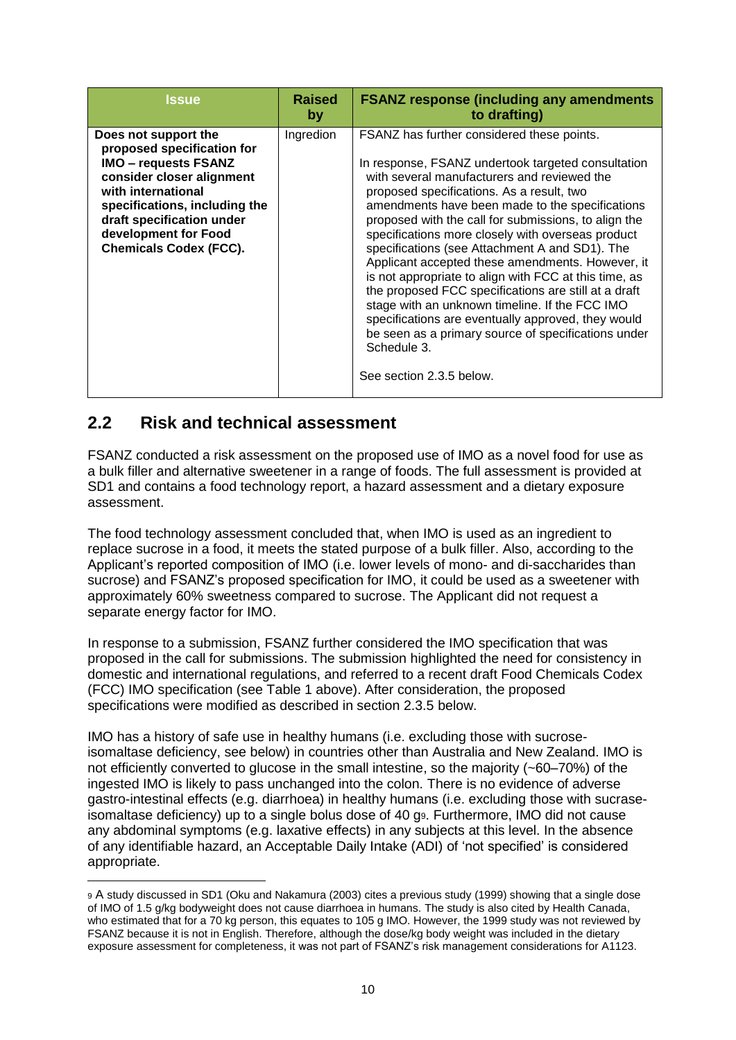| Issue | Raised by | FSANZ response (including any amendments to drafting) |
| --- | --- | --- |
| **Does not support the proposed specification for IMO – requests FSANZ consider closer alignment with international specifications, including the draft specification under development for Food Chemicals Codex (FCC).** | Ingredion | FSANZ has further considered these points.<br><br>In response, FSANZ undertook targeted consultation with several manufacturers and reviewed the proposed specifications. As a result, two amendments have been made to the specifications proposed with the call for submissions, to align the specifications more closely with overseas product specifications (see Attachment A and SD1). The Applicant accepted these amendments. However, it is not appropriate to align with FCC at this time, as the proposed FCC specifications are still at a draft stage with an unknown timeline. If the FCC IMO specifications are eventually approved, they would be seen as a primary source of specifications under Schedule 3.<br><br>See section 2.3.5 below. |

## 2.2 Risk and technical assessment

FSANZ conducted a risk assessment on the proposed use of IMO as a novel food for use as a bulk filler and alternative sweetener in a range of foods. The full assessment is provided at SD1 and contains a food technology report, a hazard assessment and a dietary exposure assessment.

The food technology assessment concluded that, when IMO is used as an ingredient to replace sucrose in a food, it meets the stated purpose of a bulk filler. Also, according to the Applicant's reported composition of IMO (i.e. lower levels of mono- and di-saccharides than sucrose) and FSANZ's proposed specification for IMO, it could be used as a sweetener with approximately 60% sweetness compared to sucrose. The Applicant did not request a separate energy factor for IMO.

In response to a submission, FSANZ further considered the IMO specification that was proposed in the call for submissions. The submission highlighted the need for consistency in domestic and international regulations, and referred to a recent draft Food Chemicals Codex (FCC) IMO specification (see Table 1 above). After consideration, the proposed specifications were modified as described in section 2.3.5 below.

IMO has a history of safe use in healthy humans (i.e. excluding those with sucrose-isomaltase deficiency, see below) in countries other than Australia and New Zealand. IMO is not efficiently converted to glucose in the small intestine, so the majority (~60–70%) of the ingested IMO is likely to pass unchanged into the colon. There is no evidence of adverse gastro-intestinal effects (e.g. diarrhoea) in healthy humans (i.e. excluding those with sucrase-isomaltase deficiency) up to a single bolus dose of 40 g[9]. Furthermore, IMO did not cause any abdominal symptoms (e.g. laxative effects) in any subjects at this level. In the absence of any identifiable hazard, an Acceptable Daily Intake (ADI) of 'not specified' is considered appropriate.

---

[9] A study discussed in SD1 (Oku and Nakamura (2003) cites a previous study (1999) showing that a single dose of IMO of 1.5 g/kg bodyweight does not cause diarrhoea in humans. The study is also cited by Health Canada, who estimated that for a 70 kg person, this equates to 105 g IMO. However, the 1999 study was not reviewed by FSANZ because it is not in English. Therefore, although the dose/kg body weight was included in the dietary exposure assessment for completeness, it was not part of FSANZ's risk management considerations for A1123.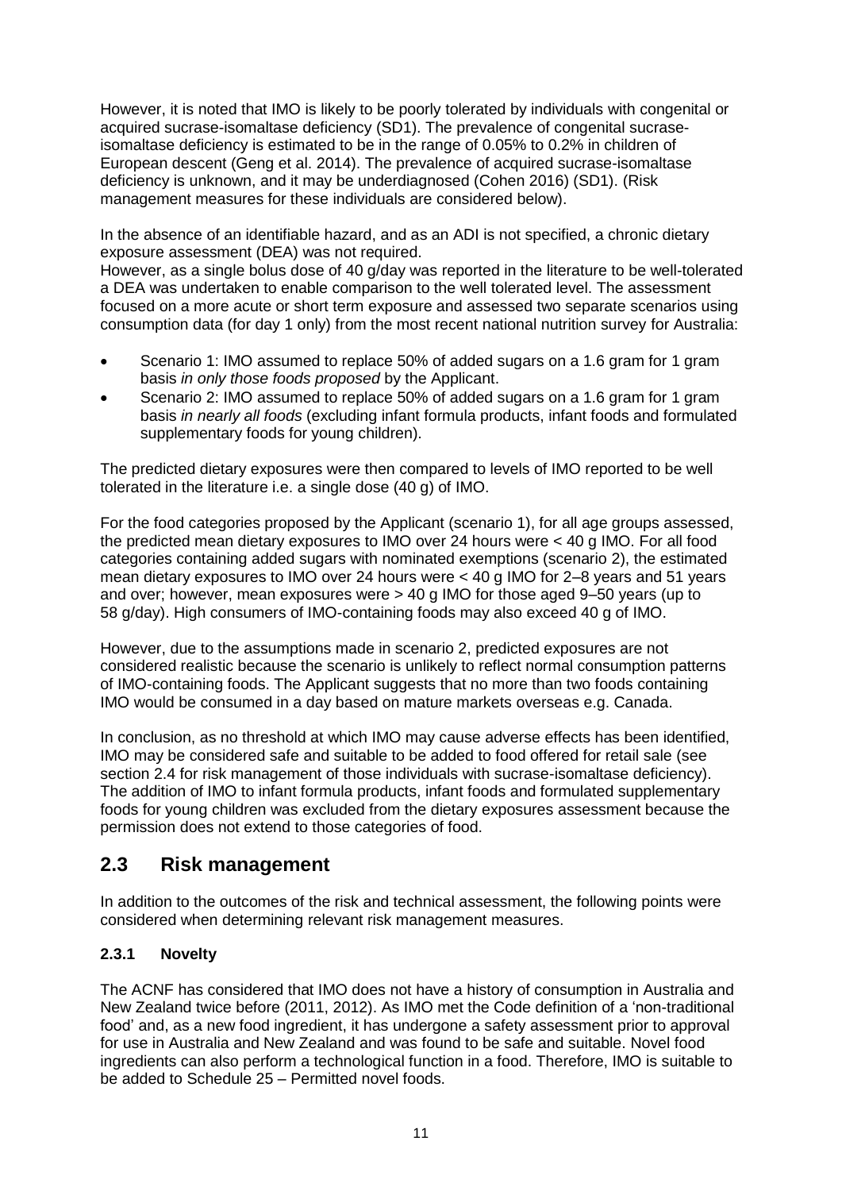However, it is noted that IMO is likely to be poorly tolerated by individuals with congenital or acquired sucrase-isomaltase deficiency (SD1). The prevalence of congenital sucrase-isomaltase deficiency is estimated to be in the range of 0.05% to 0.2% in children of European descent (Geng et al. 2014). The prevalence of acquired sucrase-isomaltase deficiency is unknown, and it may be underdiagnosed (Cohen 2016) (SD1). (Risk management measures for these individuals are considered below).

In the absence of an identifiable hazard, and as an ADI is not specified, a chronic dietary exposure assessment (DEA) was not required.
However, as a single bolus dose of 40 g/day was reported in the literature to be well-tolerated a DEA was undertaken to enable comparison to the well tolerated level. The assessment focused on a more acute or short term exposure and assessed two separate scenarios using consumption data (for day 1 only) from the most recent national nutrition survey for Australia:

- Scenario 1: IMO assumed to replace 50% of added sugars on a 1.6 gram for 1 gram basis *in only those foods proposed* by the Applicant.
- Scenario 2: IMO assumed to replace 50% of added sugars on a 1.6 gram for 1 gram basis *in nearly all foods* (excluding infant formula products, infant foods and formulated supplementary foods for young children).

The predicted dietary exposures were then compared to levels of IMO reported to be well tolerated in the literature i.e. a single dose (40 g) of IMO.

For the food categories proposed by the Applicant (scenario 1), for all age groups assessed, the predicted mean dietary exposures to IMO over 24 hours were < 40 g IMO. For all food categories containing added sugars with nominated exemptions (scenario 2), the estimated mean dietary exposures to IMO over 24 hours were < 40 g IMO for 2–8 years and 51 years and over; however, mean exposures were > 40 g IMO for those aged 9–50 years (up to 58 g/day). High consumers of IMO-containing foods may also exceed 40 g of IMO.

However, due to the assumptions made in scenario 2, predicted exposures are not considered realistic because the scenario is unlikely to reflect normal consumption patterns of IMO-containing foods. The Applicant suggests that no more than two foods containing IMO would be consumed in a day based on mature markets overseas e.g. Canada.

In conclusion, as no threshold at which IMO may cause adverse effects has been identified, IMO may be considered safe and suitable to be added to food offered for retail sale (see section 2.4 for risk management of those individuals with sucrase-isomaltase deficiency). The addition of IMO to infant formula products, infant foods and formulated supplementary foods for young children was excluded from the dietary exposures assessment because the permission does not extend to those categories of food.

## 2.3 Risk management

In addition to the outcomes of the risk and technical assessment, the following points were considered when determining relevant risk management measures.

### 2.3.1 Novelty

The ACNF has considered that IMO does not have a history of consumption in Australia and New Zealand twice before (2011, 2012). As IMO met the Code definition of a 'non-traditional food' and, as a new food ingredient, it has undergone a safety assessment prior to approval for use in Australia and New Zealand and was found to be safe and suitable. Novel food ingredients can also perform a technological function in a food. Therefore, IMO is suitable to be added to Schedule 25 – Permitted novel foods.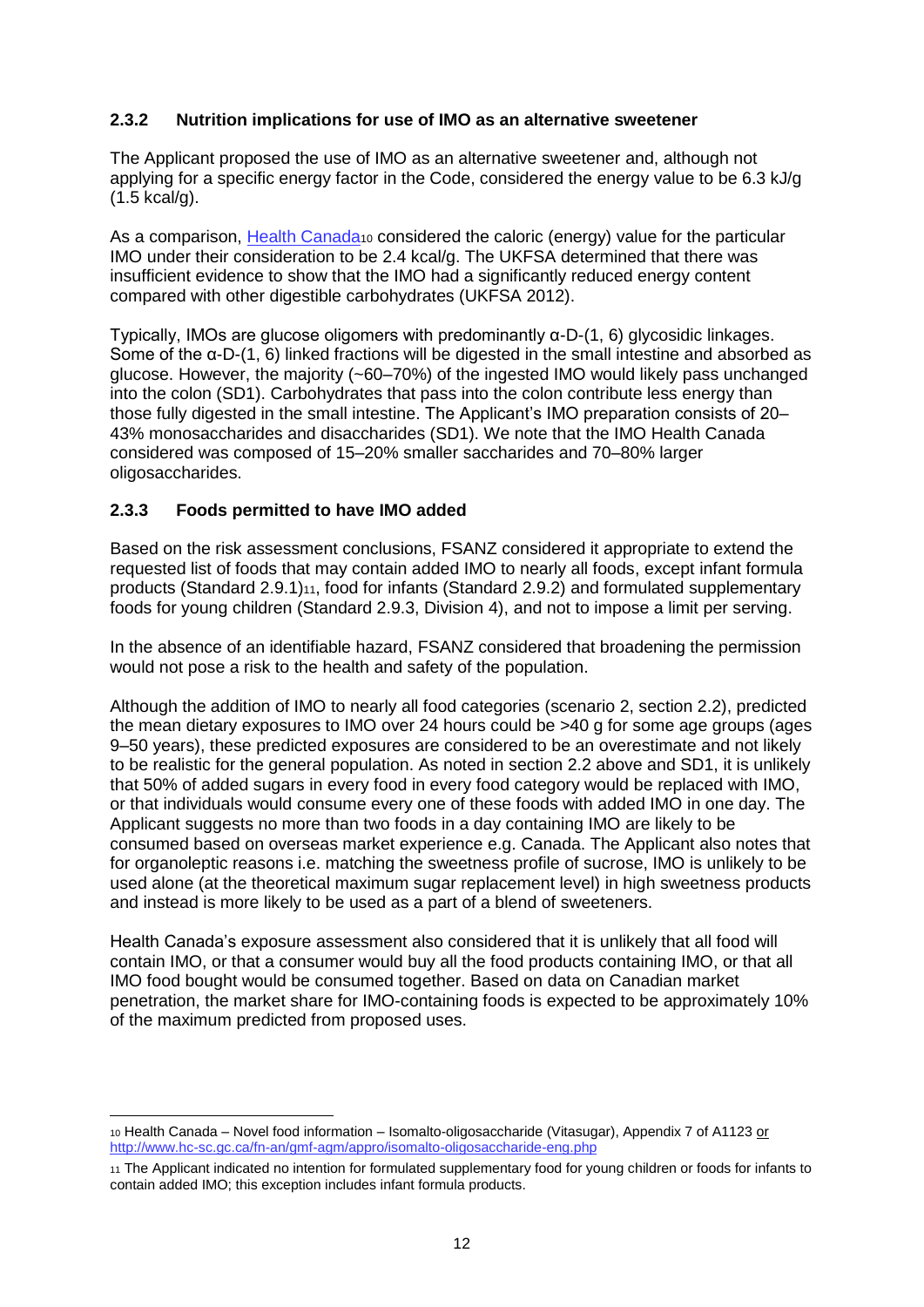### 2.3.2 Nutrition implications for use of IMO as an alternative sweetener

The Applicant proposed the use of IMO as an alternative sweetener and, although not applying for a specific energy factor in the Code, considered the energy value to be 6.3 kJ/g (1.5 kcal/g).

As a comparison, Health Canada[10] considered the caloric (energy) value for the particular IMO under their consideration to be 2.4 kcal/g. The UKFSA determined that there was insufficient evidence to show that the IMO had a significantly reduced energy content compared with other digestible carbohydrates (UKFSA 2012).

Typically, IMOs are glucose oligomers with predominantly α-D-(1, 6) glycosidic linkages. Some of the α-D-(1, 6) linked fractions will be digested in the small intestine and absorbed as glucose. However, the majority (~60–70%) of the ingested IMO would likely pass unchanged into the colon (SD1). Carbohydrates that pass into the colon contribute less energy than those fully digested in the small intestine. The Applicant's IMO preparation consists of 20–43% monosaccharides and disaccharides (SD1). We note that the IMO Health Canada considered was composed of 15–20% smaller saccharides and 70–80% larger oligosaccharides.

### 2.3.3 Foods permitted to have IMO added

Based on the risk assessment conclusions, FSANZ considered it appropriate to extend the requested list of foods that may contain added IMO to nearly all foods, except infant formula products (Standard 2.9.1)[11], food for infants (Standard 2.9.2) and formulated supplementary foods for young children (Standard 2.9.3, Division 4), and not to impose a limit per serving.

In the absence of an identifiable hazard, FSANZ considered that broadening the permission would not pose a risk to the health and safety of the population.

Although the addition of IMO to nearly all food categories (scenario 2, section 2.2), predicted the mean dietary exposures to IMO over 24 hours could be >40 g for some age groups (ages 9–50 years), these predicted exposures are considered to be an overestimate and not likely to be realistic for the general population. As noted in section 2.2 above and SD1, it is unlikely that 50% of added sugars in every food in every food category would be replaced with IMO, or that individuals would consume every one of these foods with added IMO in one day. The Applicant suggests no more than two foods in a day containing IMO are likely to be consumed based on overseas market experience e.g. Canada. The Applicant also notes that for organoleptic reasons i.e. matching the sweetness profile of sucrose, IMO is unlikely to be used alone (at the theoretical maximum sugar replacement level) in high sweetness products and instead is more likely to be used as a part of a blend of sweeteners.

Health Canada's exposure assessment also considered that it is unlikely that all food will contain IMO, or that a consumer would buy all the food products containing IMO, or that all IMO food bought would be consumed together. Based on data on Canadian market penetration, the market share for IMO-containing foods is expected to be approximately 10% of the maximum predicted from proposed uses.

---

[10] Health Canada – Novel food information – Isomalto-oligosaccharide (Vitasugar), Appendix 7 of A1123 or http://www.hc-sc.gc.ca/fn-an/gmf-agm/appro/isomalto-oligosaccharide-eng.php

[11] The Applicant indicated no intention for formulated supplementary food for young children or foods for infants to contain added IMO; this exception includes infant formula products.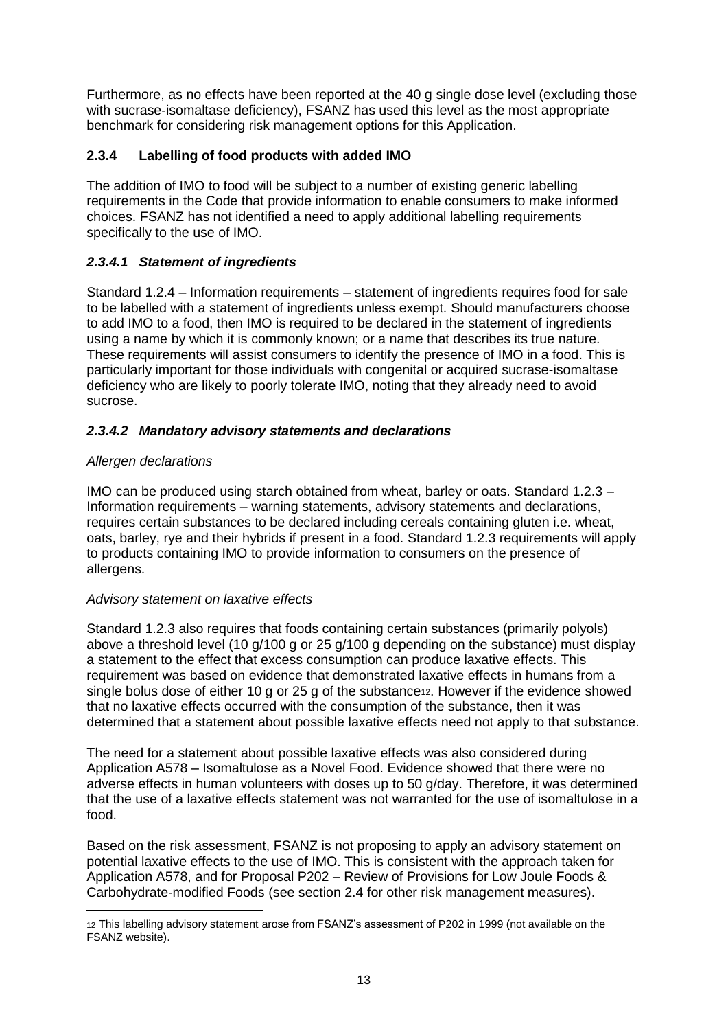Furthermore, as no effects have been reported at the 40 g single dose level (excluding those with sucrase-isomaltase deficiency), FSANZ has used this level as the most appropriate benchmark for considering risk management options for this Application.

### 2.3.4 Labelling of food products with added IMO

The addition of IMO to food will be subject to a number of existing generic labelling requirements in the Code that provide information to enable consumers to make informed choices. FSANZ has not identified a need to apply additional labelling requirements specifically to the use of IMO.

#### *2.3.4.1 Statement of ingredients*

Standard 1.2.4 – Information requirements – statement of ingredients requires food for sale to be labelled with a statement of ingredients unless exempt. Should manufacturers choose to add IMO to a food, then IMO is required to be declared in the statement of ingredients using a name by which it is commonly known; or a name that describes its true nature. These requirements will assist consumers to identify the presence of IMO in a food. This is particularly important for those individuals with congenital or acquired sucrase-isomaltase deficiency who are likely to poorly tolerate IMO, noting that they already need to avoid sucrose.

#### *2.3.4.2 Mandatory advisory statements and declarations*

*Allergen declarations*

IMO can be produced using starch obtained from wheat, barley or oats. Standard 1.2.3 – Information requirements – warning statements, advisory statements and declarations, requires certain substances to be declared including cereals containing gluten i.e. wheat, oats, barley, rye and their hybrids if present in a food. Standard 1.2.3 requirements will apply to products containing IMO to provide information to consumers on the presence of allergens.

*Advisory statement on laxative effects*

Standard 1.2.3 also requires that foods containing certain substances (primarily polyols) above a threshold level (10 g/100 g or 25 g/100 g depending on the substance) must display a statement to the effect that excess consumption can produce laxative effects. This requirement was based on evidence that demonstrated laxative effects in humans from a single bolus dose of either 10 g or 25 g of the substance[12]. However if the evidence showed that no laxative effects occurred with the consumption of the substance, then it was determined that a statement about possible laxative effects need not apply to that substance.

The need for a statement about possible laxative effects was also considered during Application A578 – Isomaltulose as a Novel Food. Evidence showed that there were no adverse effects in human volunteers with doses up to 50 g/day. Therefore, it was determined that the use of a laxative effects statement was not warranted for the use of isomaltulose in a food.

Based on the risk assessment, FSANZ is not proposing to apply an advisory statement on potential laxative effects to the use of IMO. This is consistent with the approach taken for Application A578, and for Proposal P202 – Review of Provisions for Low Joule Foods & Carbohydrate-modified Foods (see section 2.4 for other risk management measures).

[12] This labelling advisory statement arose from FSANZ's assessment of P202 in 1999 (not available on the FSANZ website).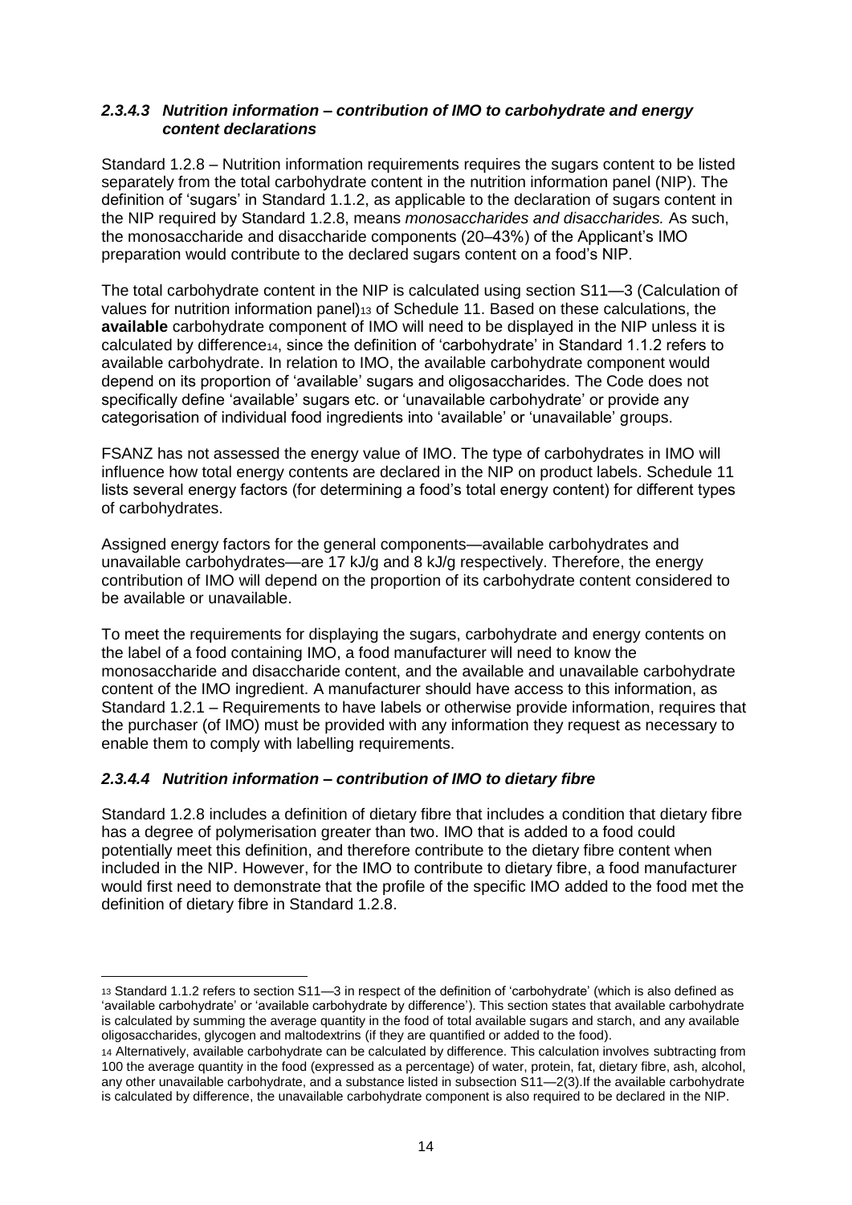#### *2.3.4.3 Nutrition information – contribution of IMO to carbohydrate and energy content declarations*

Standard 1.2.8 – Nutrition information requirements requires the sugars content to be listed separately from the total carbohydrate content in the nutrition information panel (NIP). The definition of 'sugars' in Standard 1.1.2, as applicable to the declaration of sugars content in the NIP required by Standard 1.2.8, means *monosaccharides and disaccharides.* As such, the monosaccharide and disaccharide components (20–43%) of the Applicant's IMO preparation would contribute to the declared sugars content on a food's NIP.

The total carbohydrate content in the NIP is calculated using section S11—3 (Calculation of values for nutrition information panel)[13] of Schedule 11. Based on these calculations, the **available** carbohydrate component of IMO will need to be displayed in the NIP unless it is calculated by difference[14], since the definition of 'carbohydrate' in Standard 1.1.2 refers to available carbohydrate. In relation to IMO, the available carbohydrate component would depend on its proportion of 'available' sugars and oligosaccharides. The Code does not specifically define 'available' sugars etc. or 'unavailable carbohydrate' or provide any categorisation of individual food ingredients into 'available' or 'unavailable' groups.

FSANZ has not assessed the energy value of IMO. The type of carbohydrates in IMO will influence how total energy contents are declared in the NIP on product labels. Schedule 11 lists several energy factors (for determining a food's total energy content) for different types of carbohydrates.

Assigned energy factors for the general components—available carbohydrates and unavailable carbohydrates—are 17 kJ/g and 8 kJ/g respectively. Therefore, the energy contribution of IMO will depend on the proportion of its carbohydrate content considered to be available or unavailable.

To meet the requirements for displaying the sugars, carbohydrate and energy contents on the label of a food containing IMO, a food manufacturer will need to know the monosaccharide and disaccharide content, and the available and unavailable carbohydrate content of the IMO ingredient. A manufacturer should have access to this information, as Standard 1.2.1 – Requirements to have labels or otherwise provide information, requires that the purchaser (of IMO) must be provided with any information they request as necessary to enable them to comply with labelling requirements.

#### *2.3.4.4 Nutrition information – contribution of IMO to dietary fibre*

Standard 1.2.8 includes a definition of dietary fibre that includes a condition that dietary fibre has a degree of polymerisation greater than two. IMO that is added to a food could potentially meet this definition, and therefore contribute to the dietary fibre content when included in the NIP. However, for the IMO to contribute to dietary fibre, a food manufacturer would first need to demonstrate that the profile of the specific IMO added to the food met the definition of dietary fibre in Standard 1.2.8.

---

[13] Standard 1.1.2 refers to section S11—3 in respect of the definition of 'carbohydrate' (which is also defined as 'available carbohydrate' or 'available carbohydrate by difference'). This section states that available carbohydrate is calculated by summing the average quantity in the food of total available sugars and starch, and any available oligosaccharides, glycogen and maltodextrins (if they are quantified or added to the food).

[14] Alternatively, available carbohydrate can be calculated by difference. This calculation involves subtracting from 100 the average quantity in the food (expressed as a percentage) of water, protein, fat, dietary fibre, ash, alcohol, any other unavailable carbohydrate, and a substance listed in subsection S11—2(3).If the available carbohydrate is calculated by difference, the unavailable carbohydrate component is also required to be declared in the NIP.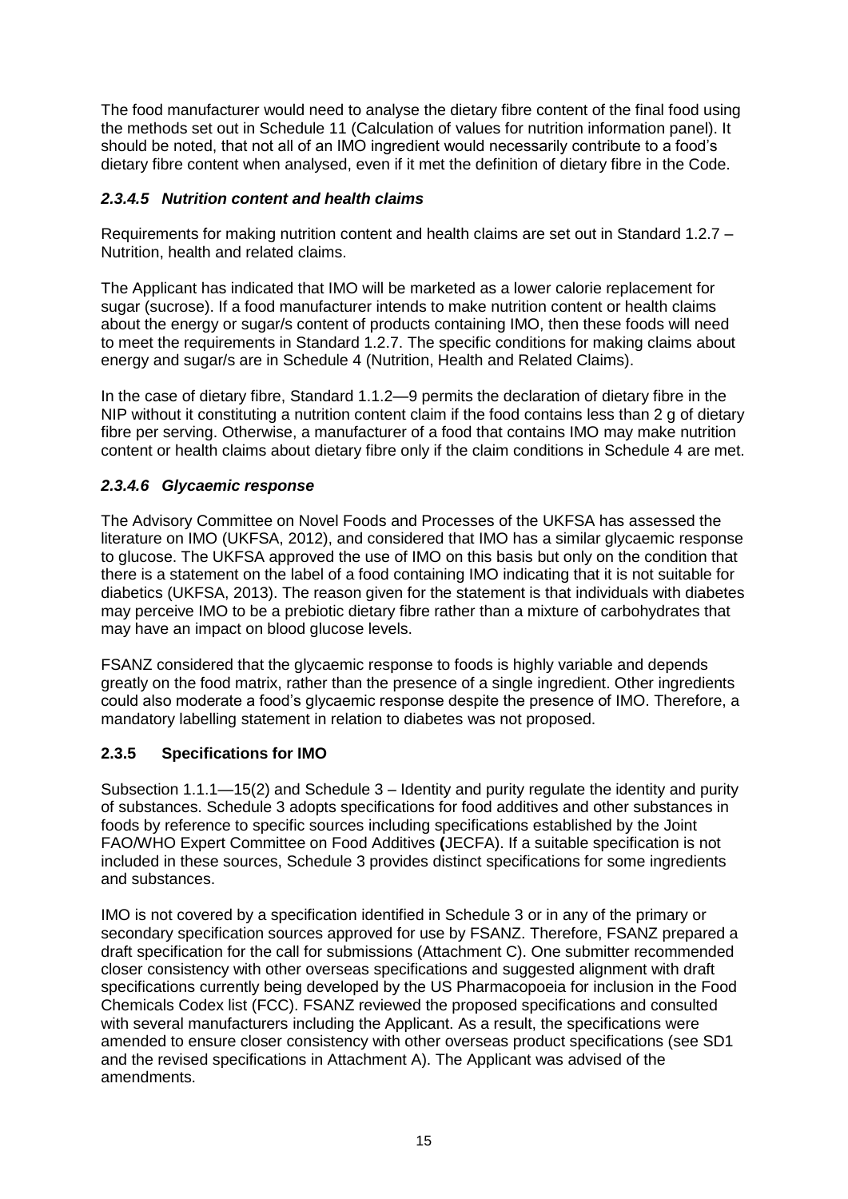The food manufacturer would need to analyse the dietary fibre content of the final food using the methods set out in Schedule 11 (Calculation of values for nutrition information panel). It should be noted, that not all of an IMO ingredient would necessarily contribute to a food's dietary fibre content when analysed, even if it met the definition of dietary fibre in the Code.

#### *2.3.4.5 Nutrition content and health claims*

Requirements for making nutrition content and health claims are set out in Standard 1.2.7 – Nutrition, health and related claims.

The Applicant has indicated that IMO will be marketed as a lower calorie replacement for sugar (sucrose). If a food manufacturer intends to make nutrition content or health claims about the energy or sugar/s content of products containing IMO, then these foods will need to meet the requirements in Standard 1.2.7. The specific conditions for making claims about energy and sugar/s are in Schedule 4 (Nutrition, Health and Related Claims).

In the case of dietary fibre, Standard 1.1.2—9 permits the declaration of dietary fibre in the NIP without it constituting a nutrition content claim if the food contains less than 2 g of dietary fibre per serving. Otherwise, a manufacturer of a food that contains IMO may make nutrition content or health claims about dietary fibre only if the claim conditions in Schedule 4 are met.

#### *2.3.4.6 Glycaemic response*

The Advisory Committee on Novel Foods and Processes of the UKFSA has assessed the literature on IMO (UKFSA, 2012), and considered that IMO has a similar glycaemic response to glucose. The UKFSA approved the use of IMO on this basis but only on the condition that there is a statement on the label of a food containing IMO indicating that it is not suitable for diabetics (UKFSA, 2013). The reason given for the statement is that individuals with diabetes may perceive IMO to be a prebiotic dietary fibre rather than a mixture of carbohydrates that may have an impact on blood glucose levels.

FSANZ considered that the glycaemic response to foods is highly variable and depends greatly on the food matrix, rather than the presence of a single ingredient. Other ingredients could also moderate a food's glycaemic response despite the presence of IMO. Therefore, a mandatory labelling statement in relation to diabetes was not proposed.

### 2.3.5 Specifications for IMO

Subsection 1.1.1—15(2) and Schedule 3 – Identity and purity regulate the identity and purity of substances. Schedule 3 adopts specifications for food additives and other substances in foods by reference to specific sources including specifications established by the Joint FAO/WHO Expert Committee on Food Additives **(**JECFA). If a suitable specification is not included in these sources, Schedule 3 provides distinct specifications for some ingredients and substances.

IMO is not covered by a specification identified in Schedule 3 or in any of the primary or secondary specification sources approved for use by FSANZ. Therefore, FSANZ prepared a draft specification for the call for submissions (Attachment C). One submitter recommended closer consistency with other overseas specifications and suggested alignment with draft specifications currently being developed by the US Pharmacopoeia for inclusion in the Food Chemicals Codex list (FCC). FSANZ reviewed the proposed specifications and consulted with several manufacturers including the Applicant. As a result, the specifications were amended to ensure closer consistency with other overseas product specifications (see SD1 and the revised specifications in Attachment A). The Applicant was advised of the amendments.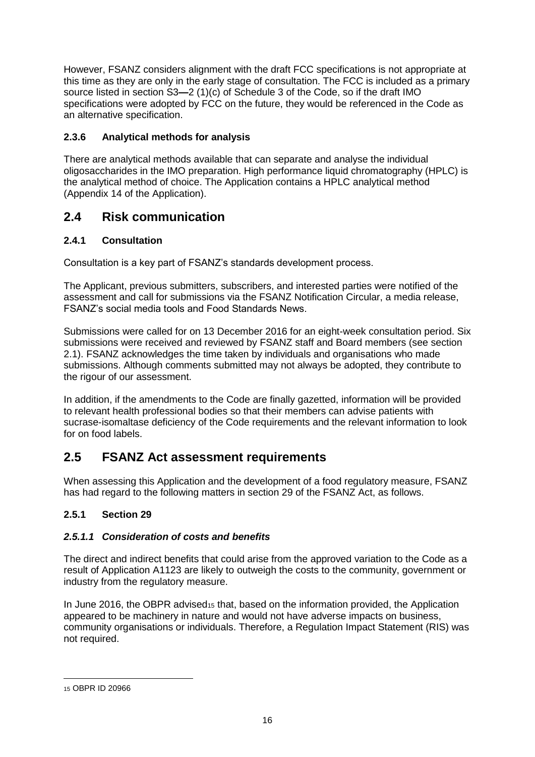However, FSANZ considers alignment with the draft FCC specifications is not appropriate at this time as they are only in the early stage of consultation. The FCC is included as a primary source listed in section S3—2 (1)(c) of Schedule 3 of the Code, so if the draft IMO specifications were adopted by FCC on the future, they would be referenced in the Code as an alternative specification.

### 2.3.6 Analytical methods for analysis

There are analytical methods available that can separate and analyse the individual oligosaccharides in the IMO preparation. High performance liquid chromatography (HPLC) is the analytical method of choice. The Application contains a HPLC analytical method (Appendix 14 of the Application).

## 2.4 Risk communication

### 2.4.1 Consultation

Consultation is a key part of FSANZ's standards development process.

The Applicant, previous submitters, subscribers, and interested parties were notified of the assessment and call for submissions via the FSANZ Notification Circular, a media release, FSANZ's social media tools and Food Standards News.

Submissions were called for on 13 December 2016 for an eight-week consultation period. Six submissions were received and reviewed by FSANZ staff and Board members (see section 2.1). FSANZ acknowledges the time taken by individuals and organisations who made submissions. Although comments submitted may not always be adopted, they contribute to the rigour of our assessment.

In addition, if the amendments to the Code are finally gazetted, information will be provided to relevant health professional bodies so that their members can advise patients with sucrase-isomaltase deficiency of the Code requirements and the relevant information to look for on food labels.

## 2.5 FSANZ Act assessment requirements

When assessing this Application and the development of a food regulatory measure, FSANZ has had regard to the following matters in section 29 of the FSANZ Act, as follows.

### 2.5.1 Section 29

#### *2.5.1.1 Consideration of costs and benefits*

The direct and indirect benefits that could arise from the approved variation to the Code as a result of Application A1123 are likely to outweigh the costs to the community, government or industry from the regulatory measure.

In June 2016, the OBPR advised[15] that, based on the information provided, the Application appeared to be machinery in nature and would not have adverse impacts on business, community organisations or individuals. Therefore, a Regulation Impact Statement (RIS) was not required.

[15] OBPR ID 20966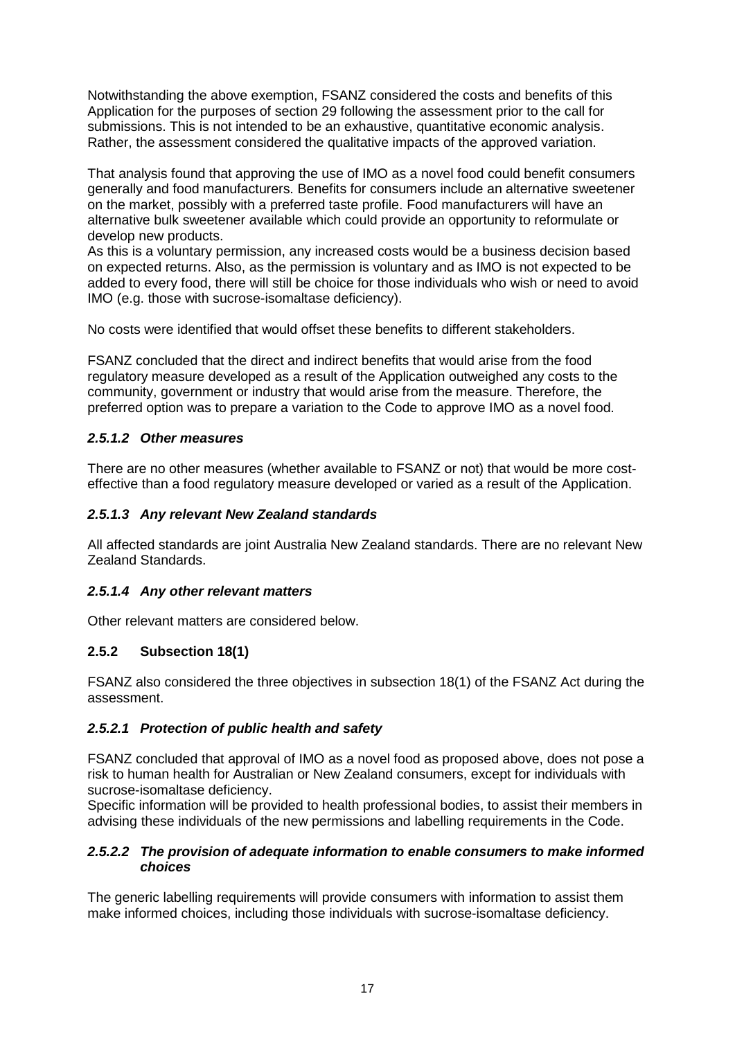Notwithstanding the above exemption, FSANZ considered the costs and benefits of this Application for the purposes of section 29 following the assessment prior to the call for submissions. This is not intended to be an exhaustive, quantitative economic analysis. Rather, the assessment considered the qualitative impacts of the approved variation.

That analysis found that approving the use of IMO as a novel food could benefit consumers generally and food manufacturers. Benefits for consumers include an alternative sweetener on the market, possibly with a preferred taste profile. Food manufacturers will have an alternative bulk sweetener available which could provide an opportunity to reformulate or develop new products.
As this is a voluntary permission, any increased costs would be a business decision based on expected returns. Also, as the permission is voluntary and as IMO is not expected to be added to every food, there will still be choice for those individuals who wish or need to avoid IMO (e.g. those with sucrose-isomaltase deficiency).

No costs were identified that would offset these benefits to different stakeholders.

FSANZ concluded that the direct and indirect benefits that would arise from the food regulatory measure developed as a result of the Application outweighed any costs to the community, government or industry that would arise from the measure. Therefore, the preferred option was to prepare a variation to the Code to approve IMO as a novel food.

#### *2.5.1.2 Other measures*

There are no other measures (whether available to FSANZ or not) that would be more cost-effective than a food regulatory measure developed or varied as a result of the Application.

#### *2.5.1.3 Any relevant New Zealand standards*

All affected standards are joint Australia New Zealand standards. There are no relevant New Zealand Standards.

#### *2.5.1.4 Any other relevant matters*

Other relevant matters are considered below.

### 2.5.2 Subsection 18(1)

FSANZ also considered the three objectives in subsection 18(1) of the FSANZ Act during the assessment.

#### *2.5.2.1 Protection of public health and safety*

FSANZ concluded that approval of IMO as a novel food as proposed above, does not pose a risk to human health for Australian or New Zealand consumers, except for individuals with sucrose-isomaltase deficiency.
Specific information will be provided to health professional bodies, to assist their members in advising these individuals of the new permissions and labelling requirements in the Code.

#### *2.5.2.2 The provision of adequate information to enable consumers to make informed choices*

The generic labelling requirements will provide consumers with information to assist them make informed choices, including those individuals with sucrose-isomaltase deficiency.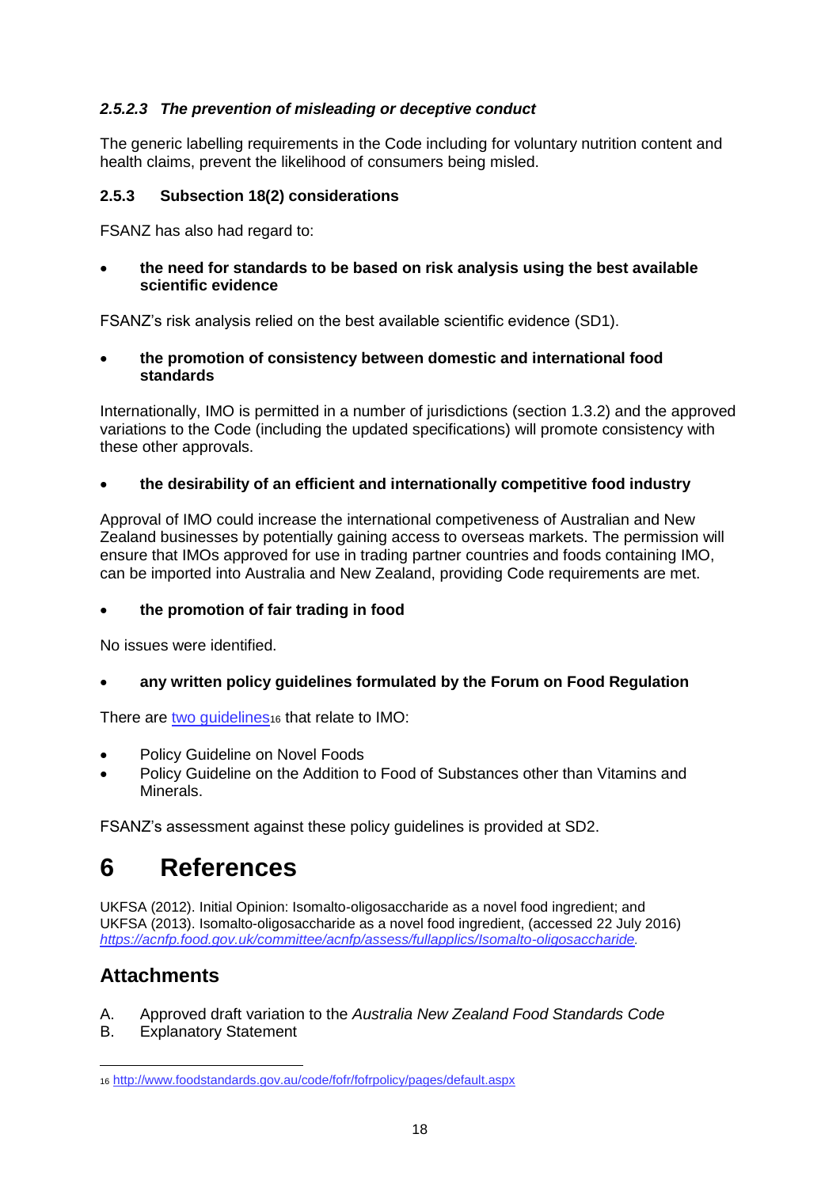#### *2.5.2.3 The prevention of misleading or deceptive conduct*

The generic labelling requirements in the Code including for voluntary nutrition content and health claims, prevent the likelihood of consumers being misled.

### 2.5.3 Subsection 18(2) considerations

FSANZ has also had regard to:

- **the need for standards to be based on risk analysis using the best available scientific evidence**

FSANZ's risk analysis relied on the best available scientific evidence (SD1).

- **the promotion of consistency between domestic and international food standards**

Internationally, IMO is permitted in a number of jurisdictions (section 1.3.2) and the approved variations to the Code (including the updated specifications) will promote consistency with these other approvals.

- **the desirability of an efficient and internationally competitive food industry**

Approval of IMO could increase the international competiveness of Australian and New Zealand businesses by potentially gaining access to overseas markets. The permission will ensure that IMOs approved for use in trading partner countries and foods containing IMO, can be imported into Australia and New Zealand, providing Code requirements are met.

- **the promotion of fair trading in food**

No issues were identified.

- **any written policy guidelines formulated by the Forum on Food Regulation**

There are [two guidelines](http://www.foodstandards.gov.au/code/fofr/fofrpolicy/pages/default.aspx)[16] that relate to IMO:

- Policy Guideline on Novel Foods
- Policy Guideline on the Addition to Food of Substances other than Vitamins and Minerals.

FSANZ's assessment against these policy guidelines is provided at SD2.

# 6 References

UKFSA (2012). Initial Opinion: Isomalto-oligosaccharide as a novel food ingredient; and UKFSA (2013). Isomalto-oligosaccharide as a novel food ingredient, (accessed 22 July 2016) *https://acnfp.food.gov.uk/committee/acnfp/assess/fullapplics/Isomalto-oligosaccharide.*

## Attachments

A. Approved draft variation to the *Australia New Zealand Food Standards Code*
B. Explanatory Statement

---

[16] http://www.foodstandards.gov.au/code/fofr/fofrpolicy/pages/default.aspx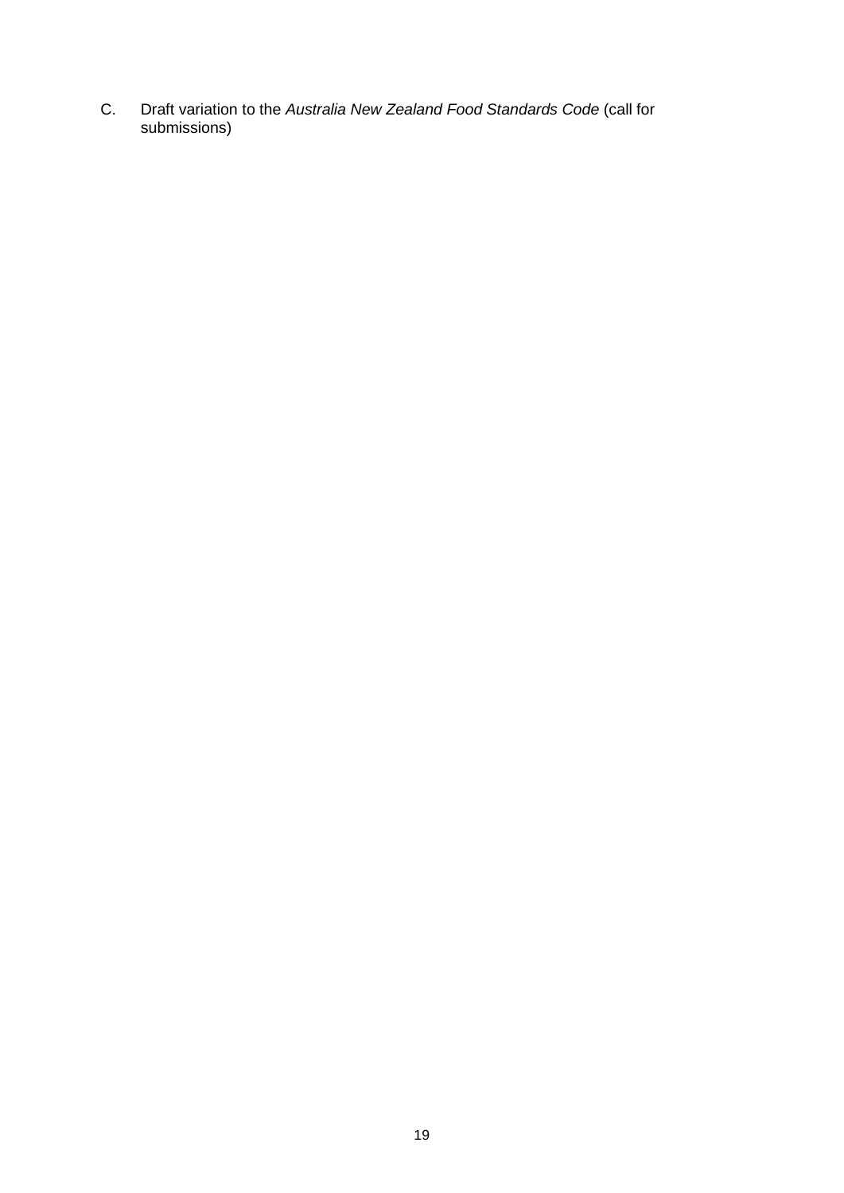C. Draft variation to the *Australia New Zealand Food Standards Code* (call for submissions)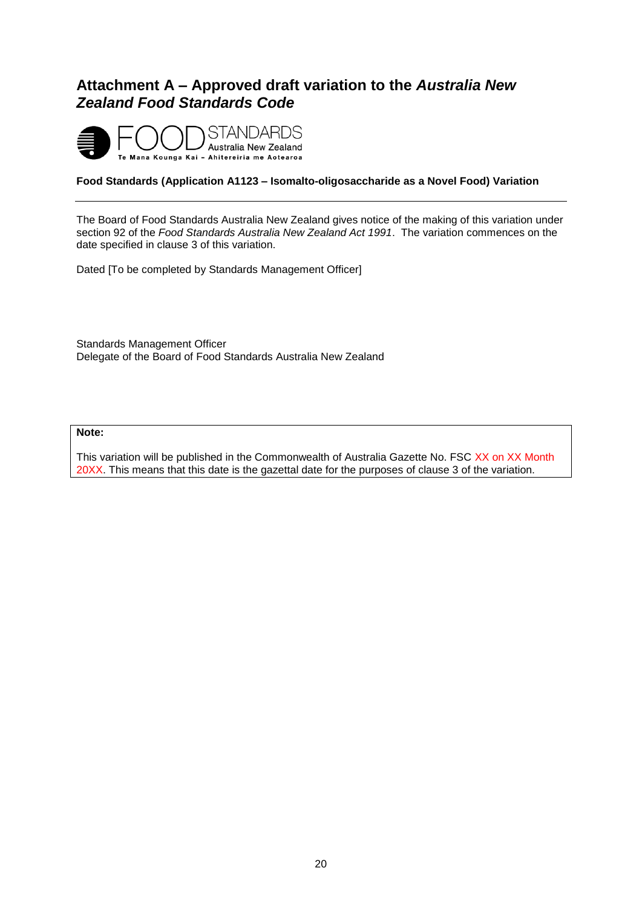# Attachment A – Approved draft variation to the *Australia New Zealand Food Standards Code*

FOOD STANDARDS Australia New Zealand
Te Mana Kounga Kai – Ahitereiria me Aotearoa

**Food Standards (Application A1123 – Isomalto-oligosaccharide as a Novel Food) Variation**

---

The Board of Food Standards Australia New Zealand gives notice of the making of this variation under section 92 of the *Food Standards Australia New Zealand Act 1991*. The variation commences on the date specified in clause 3 of this variation.

Dated [To be completed by Standards Management Officer]

Standards Management Officer
Delegate of the Board of Food Standards Australia New Zealand

**Note:**

This variation will be published in the Commonwealth of Australia Gazette No. FSC XX on XX Month 20XX. This means that this date is the gazettal date for the purposes of clause 3 of the variation.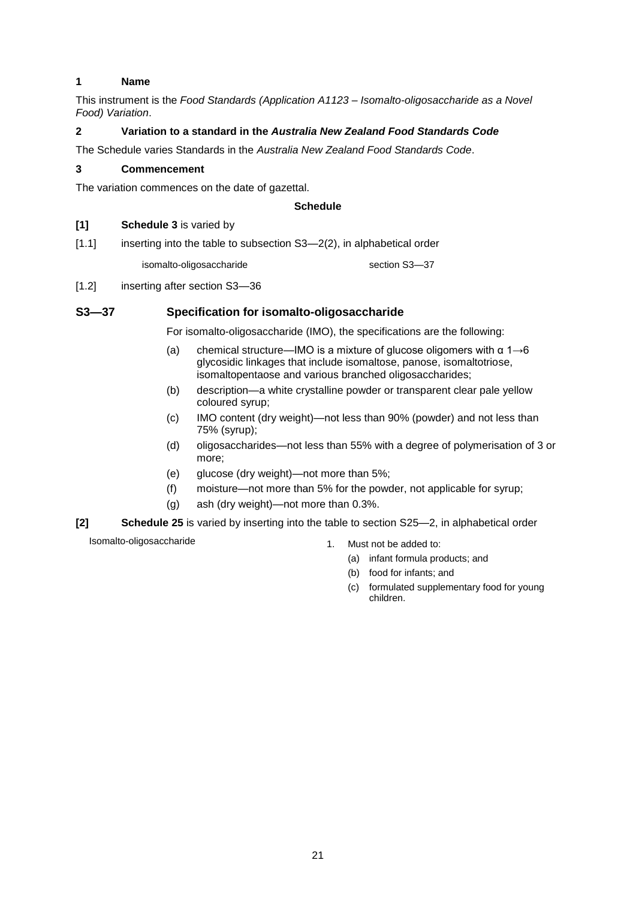**1 Name**

This instrument is the *Food Standards (Application A1123 – Isomalto-oligosaccharide as a Novel Food) Variation*.

**2 Variation to a standard in the *Australia New Zealand Food Standards Code***

The Schedule varies Standards in the *Australia New Zealand Food Standards Code*.

**3 Commencement**

The variation commences on the date of gazettal.

**Schedule**

**[1]** **Schedule 3** is varied by

[1.1] inserting into the table to subsection S3—2(2), in alphabetical order

| | |
|---|---|
| isomalto-oligosaccharide | section S3—37 |

[1.2] inserting after section S3—36

### S3—37 Specification for isomalto-oligosaccharide

For isomalto-oligosaccharide (IMO), the specifications are the following:

(a) chemical structure—IMO is a mixture of glucose oligomers with α 1→6 glycosidic linkages that include isomaltose, panose, isomaltotriose, isomaltopentaose and various branched oligosaccharides;

(b) description—a white crystalline powder or transparent clear pale yellow coloured syrup;

(c) IMO content (dry weight)—not less than 90% (powder) and not less than 75% (syrup);

(d) oligosaccharides—not less than 55% with a degree of polymerisation of 3 or more;

(e) glucose (dry weight)—not more than 5%;

(f) moisture—not more than 5% for the powder, not applicable for syrup;

(g) ash (dry weight)—not more than 0.3%.

**[2]** **Schedule 25** is varied by inserting into the table to section S25—2, in alphabetical order

| | |
|---|---|
| Isomalto-oligosaccharide | 1. Must not be added to:<br>(a) infant formula products; and<br>(b) food for infants; and<br>(c) formulated supplementary food for young children. |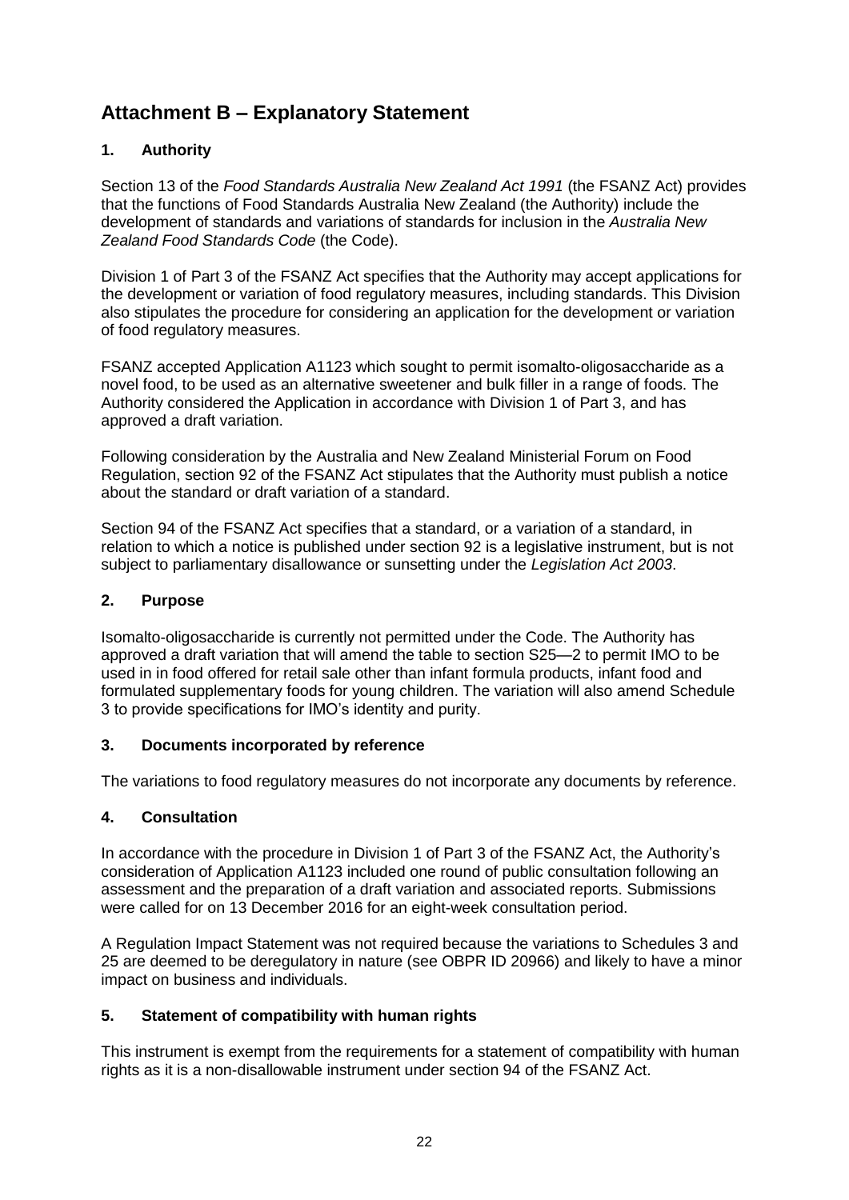# Attachment B – Explanatory Statement

## 1. Authority

Section 13 of the *Food Standards Australia New Zealand Act 1991* (the FSANZ Act) provides that the functions of Food Standards Australia New Zealand (the Authority) include the development of standards and variations of standards for inclusion in the *Australia New Zealand Food Standards Code* (the Code).

Division 1 of Part 3 of the FSANZ Act specifies that the Authority may accept applications for the development or variation of food regulatory measures, including standards. This Division also stipulates the procedure for considering an application for the development or variation of food regulatory measures.

FSANZ accepted Application A1123 which sought to permit isomalto-oligosaccharide as a novel food, to be used as an alternative sweetener and bulk filler in a range of foods. The Authority considered the Application in accordance with Division 1 of Part 3, and has approved a draft variation.

Following consideration by the Australia and New Zealand Ministerial Forum on Food Regulation, section 92 of the FSANZ Act stipulates that the Authority must publish a notice about the standard or draft variation of a standard.

Section 94 of the FSANZ Act specifies that a standard, or a variation of a standard, in relation to which a notice is published under section 92 is a legislative instrument, but is not subject to parliamentary disallowance or sunsetting under the *Legislation Act 2003*.

## 2. Purpose

Isomalto-oligosaccharide is currently not permitted under the Code. The Authority has approved a draft variation that will amend the table to section S25—2 to permit IMO to be used in in food offered for retail sale other than infant formula products, infant food and formulated supplementary foods for young children. The variation will also amend Schedule 3 to provide specifications for IMO's identity and purity.

## 3. Documents incorporated by reference

The variations to food regulatory measures do not incorporate any documents by reference.

## 4. Consultation

In accordance with the procedure in Division 1 of Part 3 of the FSANZ Act, the Authority's consideration of Application A1123 included one round of public consultation following an assessment and the preparation of a draft variation and associated reports. Submissions were called for on 13 December 2016 for an eight-week consultation period.

A Regulation Impact Statement was not required because the variations to Schedules 3 and 25 are deemed to be deregulatory in nature (see OBPR ID 20966) and likely to have a minor impact on business and individuals.

## 5. Statement of compatibility with human rights

This instrument is exempt from the requirements for a statement of compatibility with human rights as it is a non-disallowable instrument under section 94 of the FSANZ Act.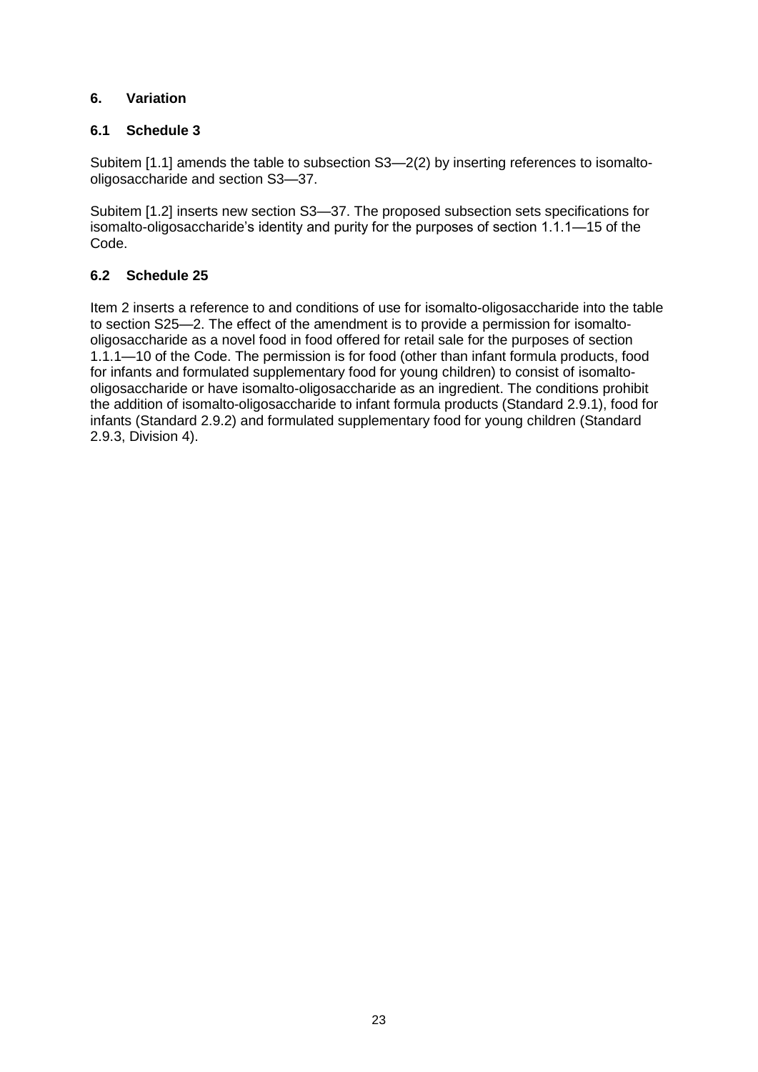## 6. Variation

### 6.1 Schedule 3

Subitem [1.1] amends the table to subsection S3—2(2) by inserting references to isomalto-oligosaccharide and section S3—37.

Subitem [1.2] inserts new section S3—37. The proposed subsection sets specifications for isomalto-oligosaccharide's identity and purity for the purposes of section 1.1.1—15 of the Code.

### 6.2 Schedule 25

Item 2 inserts a reference to and conditions of use for isomalto-oligosaccharide into the table to section S25—2. The effect of the amendment is to provide a permission for isomalto-oligosaccharide as a novel food in food offered for retail sale for the purposes of section 1.1.1—10 of the Code. The permission is for food (other than infant formula products, food for infants and formulated supplementary food for young children) to consist of isomalto-oligosaccharide or have isomalto-oligosaccharide as an ingredient. The conditions prohibit the addition of isomalto-oligosaccharide to infant formula products (Standard 2.9.1), food for infants (Standard 2.9.2) and formulated supplementary food for young children (Standard 2.9.3, Division 4).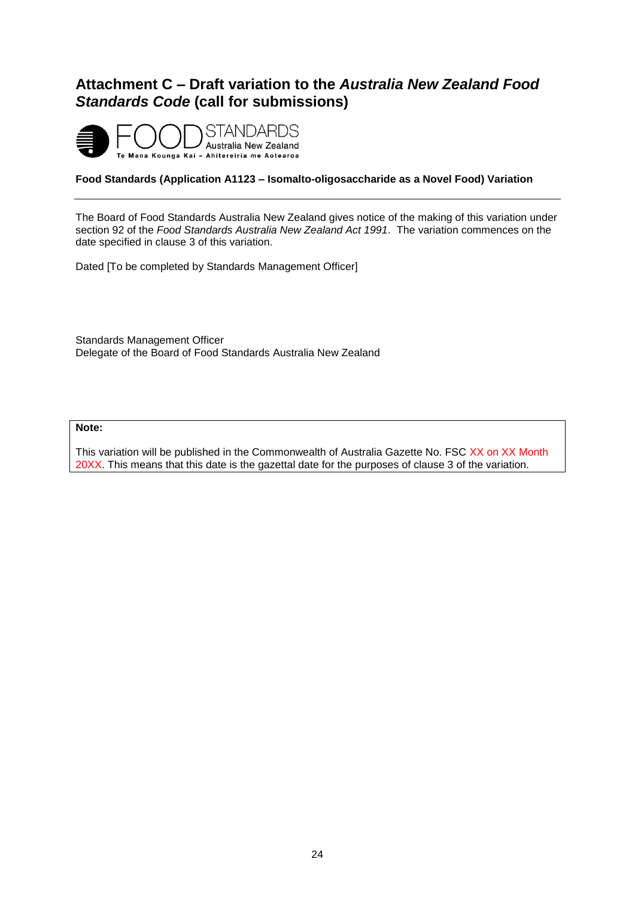# Attachment C – Draft variation to the *Australia New Zealand Food Standards Code* (call for submissions)

FOOD STANDARDS Australia New Zealand
Te Mana Kounga Kai – Ahitereiria me Aotearoa

**Food Standards (Application A1123 – Isomalto-oligosaccharide as a Novel Food) Variation**

---

The Board of Food Standards Australia New Zealand gives notice of the making of this variation under section 92 of the *Food Standards Australia New Zealand Act 1991*. The variation commences on the date specified in clause 3 of this variation.

Dated [To be completed by Standards Management Officer]

Standards Management Officer
Delegate of the Board of Food Standards Australia New Zealand

> **Note:**
>
> This variation will be published in the Commonwealth of Australia Gazette No. FSC XX on XX Month 20XX. This means that this date is the gazettal date for the purposes of clause 3 of the variation.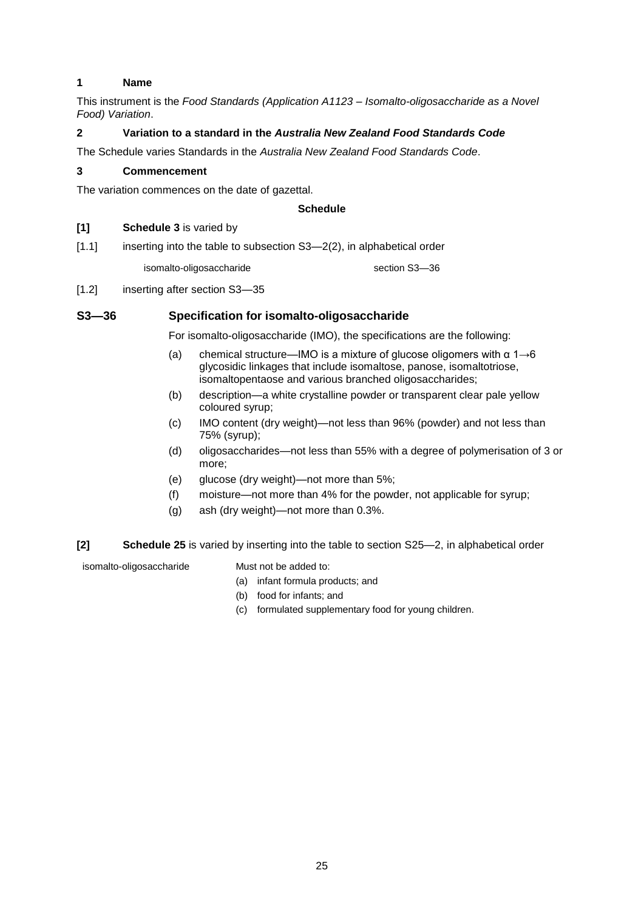### 1 Name

This instrument is the *Food Standards (Application A1123 – Isomalto-oligosaccharide as a Novel Food) Variation*.

### 2 Variation to a standard in the *Australia New Zealand Food Standards Code*

The Schedule varies Standards in the *Australia New Zealand Food Standards Code*.

### 3 Commencement

The variation commences on the date of gazettal.

#### Schedule

**[1]** **Schedule 3** is varied by

[1.1] inserting into the table to subsection S3—2(2), in alphabetical order

| | |
|---|---|
| isomalto-oligosaccharide | section S3—36 |

[1.2] inserting after section S3—35

### S3—36 Specification for isomalto-oligosaccharide

For isomalto-oligosaccharide (IMO), the specifications are the following:

(a) chemical structure—IMO is a mixture of glucose oligomers with α 1→6 glycosidic linkages that include isomaltose, panose, isomaltotriose, isomaltopentaose and various branched oligosaccharides;

(b) description—a white crystalline powder or transparent clear pale yellow coloured syrup;

(c) IMO content (dry weight)—not less than 96% (powder) and not less than 75% (syrup);

(d) oligosaccharides—not less than 55% with a degree of polymerisation of 3 or more;

(e) glucose (dry weight)—not more than 5%;

(f) moisture—not more than 4% for the powder, not applicable for syrup;

(g) ash (dry weight)—not more than 0.3%.

**[2]** **Schedule 25** is varied by inserting into the table to section S25—2, in alphabetical order

| | |
|---|---|
| isomalto-oligosaccharide | Must not be added to:<br>(a) infant formula products; and<br>(b) food for infants; and<br>(c) formulated supplementary food for young children. |